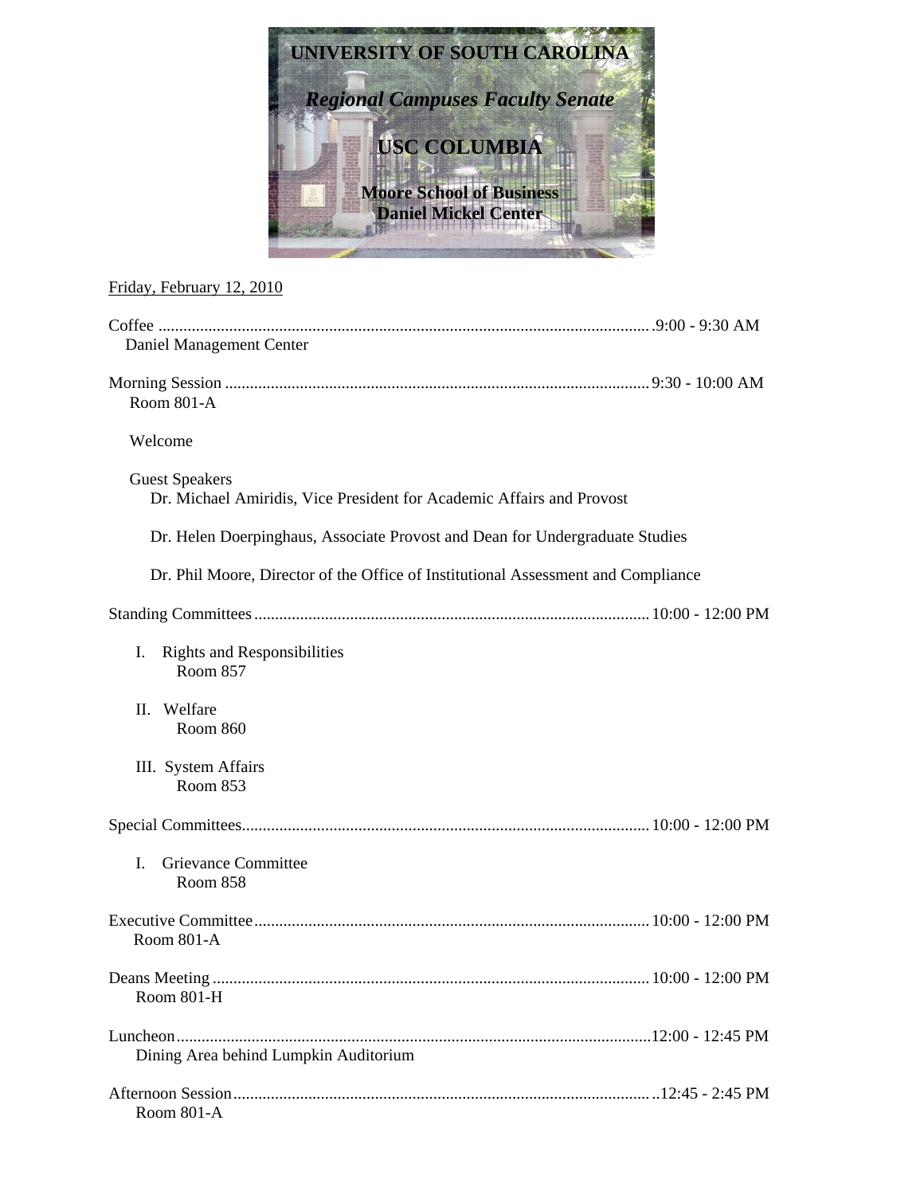# UNIVERSITY OF SOUTH CAROLINA

## *Regional Campuses Faculty Senate*

## USC COLUMBIA

**Moore School of Business**
**Daniel Mickel Center**

Friday, February 12, 2010

Coffee .................................................................................................................9:00 - 9:30 AM
Daniel Management Center

Morning Session .....................................................................................................9:30 - 10:00 AM
Room 801-A

Welcome

Guest Speakers
Dr. Michael Amiridis, Vice President for Academic Affairs and Provost

Dr. Helen Doerpinghaus, Associate Provost and Dean for Undergraduate Studies

Dr. Phil Moore, Director of the Office of Institutional Assessment and Compliance

Standing Committees...............................................................................................10:00 - 12:00 PM

I. Rights and Responsibilities
Room 857

II. Welfare
Room 860

III. System Affairs
Room 853

Special Committees..................................................................................................10:00 - 12:00 PM

I. Grievance Committee
Room 858

Executive Committee...............................................................................................10:00 - 12:00 PM
Room 801-A

Deans Meeting.........................................................................................................10:00 - 12:00 PM
Room 801-H

Luncheon..................................................................................................................12:00 - 12:45 PM
Dining Area behind Lumpkin Auditorium

Afternoon Session.....................................................................................................12:45 - 2:45 PM
Room 801-A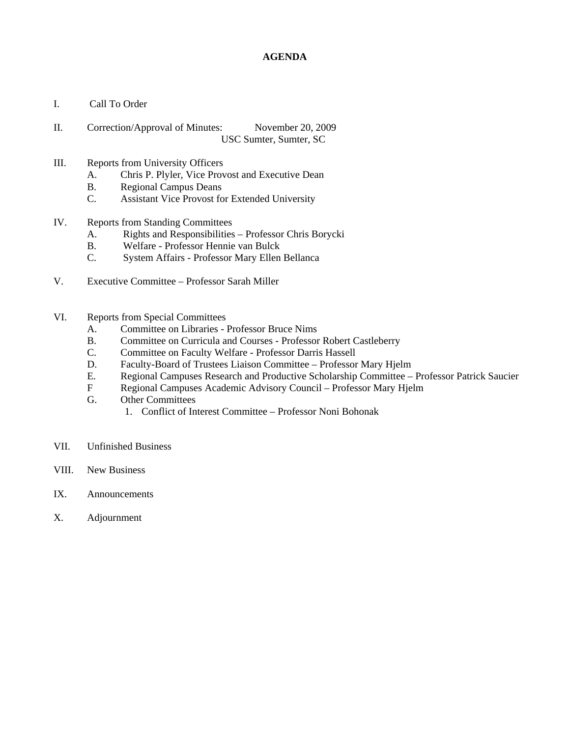# AGENDA

I. Call To Order

II. Correction/Approval of Minutes: November 20, 2009
USC Sumter, Sumter, SC

III. Reports from University Officers
   A. Chris P. Plyler, Vice Provost and Executive Dean
   B. Regional Campus Deans
   C. Assistant Vice Provost for Extended University

IV. Reports from Standing Committees
   A. Rights and Responsibilities – Professor Chris Borycki
   B. Welfare - Professor Hennie van Bulck
   C. System Affairs - Professor Mary Ellen Bellanca

V. Executive Committee – Professor Sarah Miller

VI. Reports from Special Committees
   A. Committee on Libraries - Professor Bruce Nims
   B. Committee on Curricula and Courses - Professor Robert Castleberry
   C. Committee on Faculty Welfare - Professor Darris Hassell
   D. Faculty-Board of Trustees Liaison Committee – Professor Mary Hjelm
   E. Regional Campuses Research and Productive Scholarship Committee – Professor Patrick Saucier
   F Regional Campuses Academic Advisory Council – Professor Mary Hjelm
   G. Other Committees
      1. Conflict of Interest Committee – Professor Noni Bohonak

VII. Unfinished Business

VIII. New Business

IX. Announcements

X. Adjournment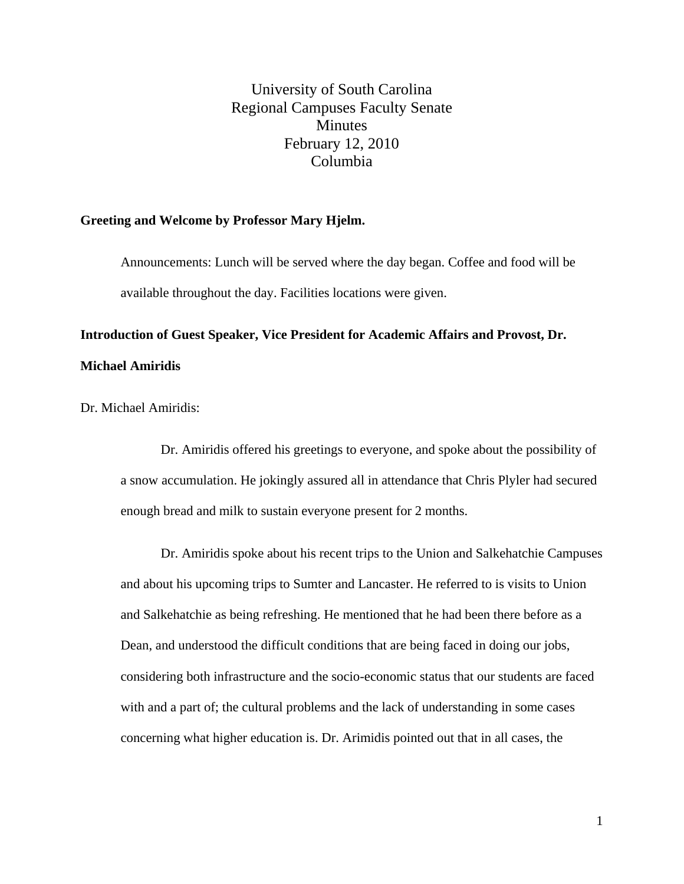# University of South Carolina
# Regional Campuses Faculty Senate
# Minutes
# February 12, 2010
# Columbia

**Greeting and Welcome by Professor Mary Hjelm.**

Announcements: Lunch will be served where the day began. Coffee and food will be available throughout the day. Facilities locations were given.

**Introduction of Guest Speaker, Vice President for Academic Affairs and Provost, Dr. Michael Amiridis**

Dr. Michael Amiridis:

Dr. Amiridis offered his greetings to everyone, and spoke about the possibility of a snow accumulation. He jokingly assured all in attendance that Chris Plyler had secured enough bread and milk to sustain everyone present for 2 months.

Dr. Amiridis spoke about his recent trips to the Union and Salkehatchie Campuses and about his upcoming trips to Sumter and Lancaster. He referred to is visits to Union and Salkehatchie as being refreshing. He mentioned that he had been there before as a Dean, and understood the difficult conditions that are being faced in doing our jobs, considering both infrastructure and the socio-economic status that our students are faced with and a part of; the cultural problems and the lack of understanding in some cases concerning what higher education is. Dr. Arimidis pointed out that in all cases, the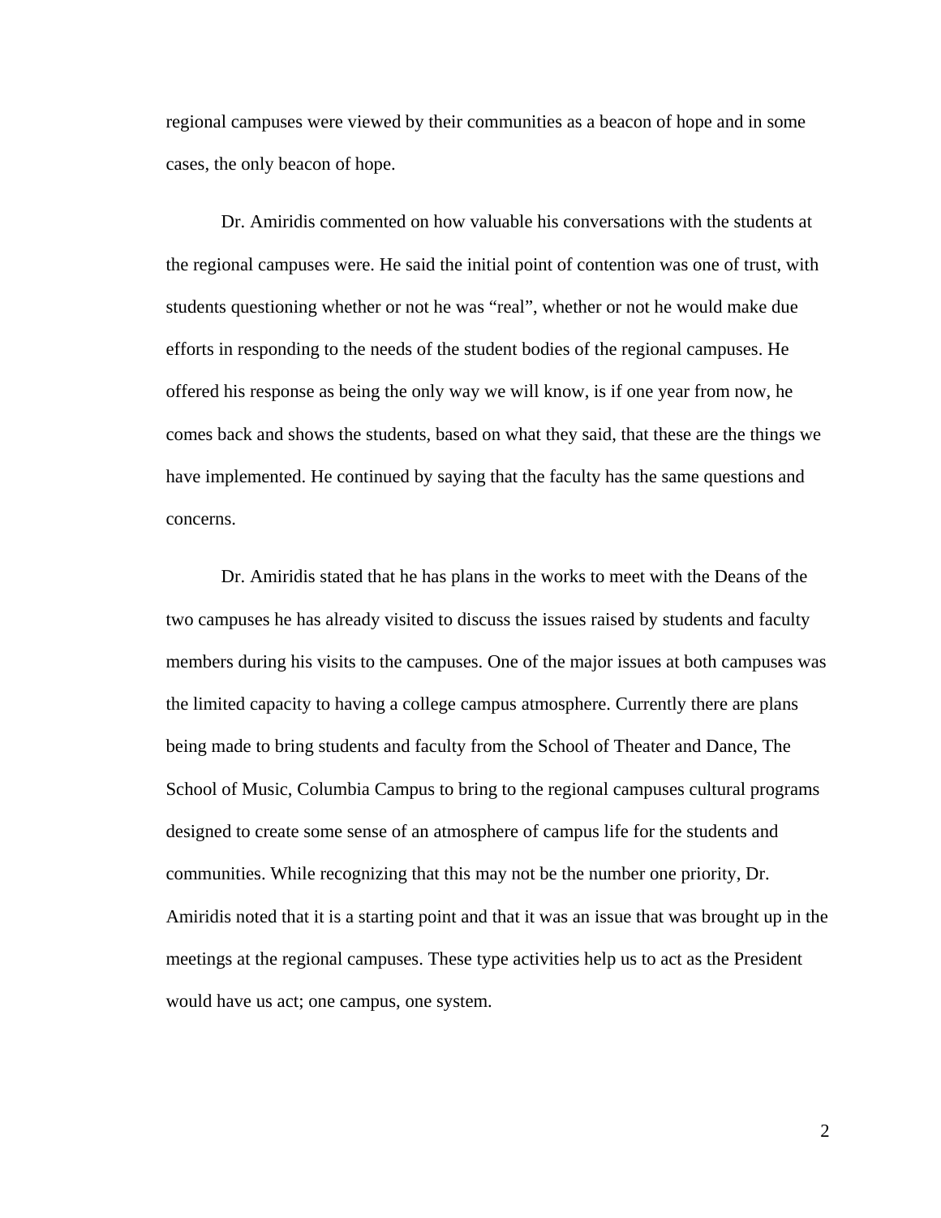regional campuses were viewed by their communities as a beacon of hope and in some cases, the only beacon of hope.

Dr. Amiridis commented on how valuable his conversations with the students at the regional campuses were. He said the initial point of contention was one of trust, with students questioning whether or not he was "real", whether or not he would make due efforts in responding to the needs of the student bodies of the regional campuses. He offered his response as being the only way we will know, is if one year from now, he comes back and shows the students, based on what they said, that these are the things we have implemented. He continued by saying that the faculty has the same questions and concerns.

Dr. Amiridis stated that he has plans in the works to meet with the Deans of the two campuses he has already visited to discuss the issues raised by students and faculty members during his visits to the campuses. One of the major issues at both campuses was the limited capacity to having a college campus atmosphere. Currently there are plans being made to bring students and faculty from the School of Theater and Dance, The School of Music, Columbia Campus to bring to the regional campuses cultural programs designed to create some sense of an atmosphere of campus life for the students and communities. While recognizing that this may not be the number one priority, Dr. Amiridis noted that it is a starting point and that it was an issue that was brought up in the meetings at the regional campuses. These type activities help us to act as the President would have us act; one campus, one system.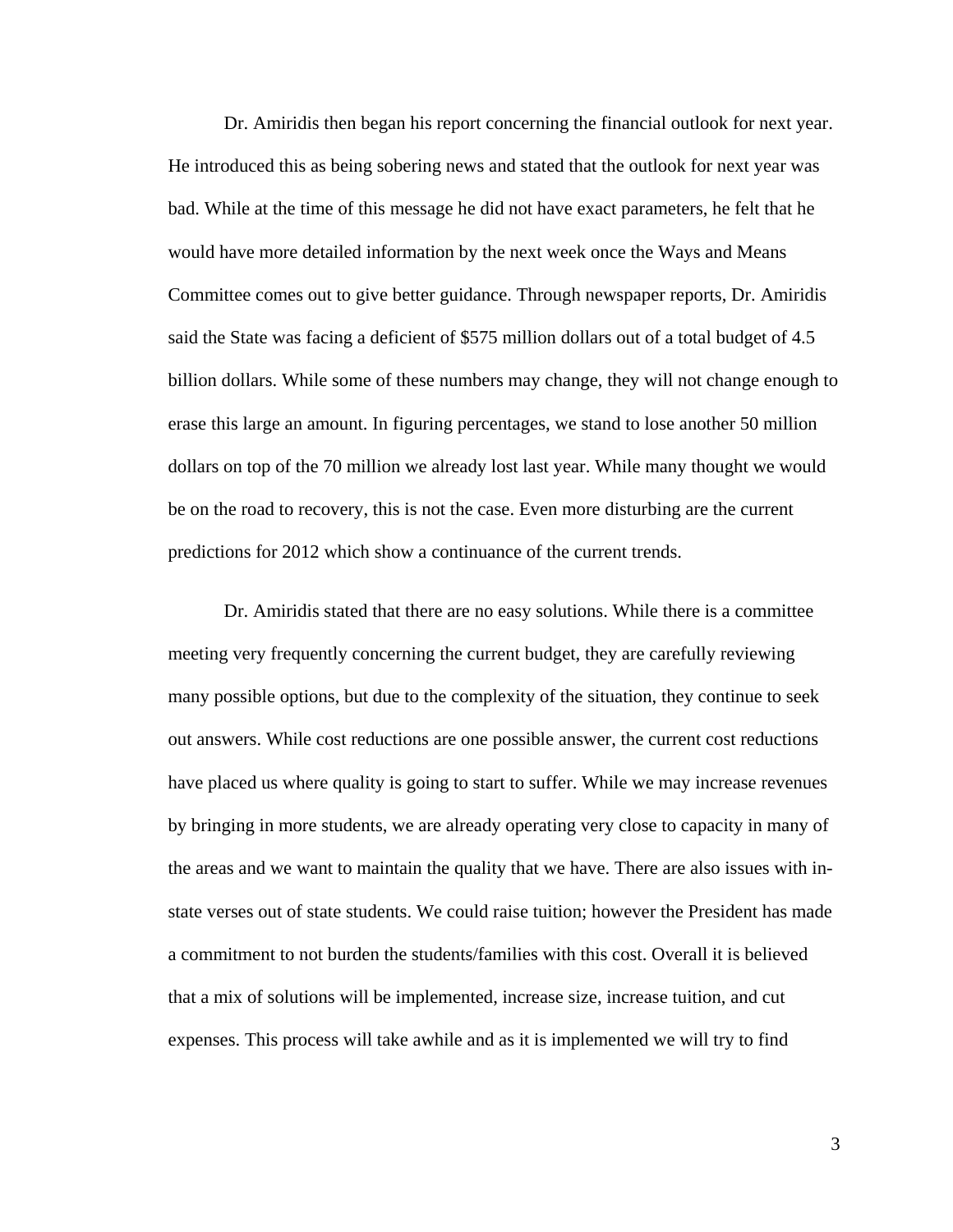Dr. Amiridis then began his report concerning the financial outlook for next year. He introduced this as being sobering news and stated that the outlook for next year was bad. While at the time of this message he did not have exact parameters, he felt that he would have more detailed information by the next week once the Ways and Means Committee comes out to give better guidance. Through newspaper reports, Dr. Amiridis said the State was facing a deficient of $575 million dollars out of a total budget of 4.5 billion dollars. While some of these numbers may change, they will not change enough to erase this large an amount. In figuring percentages, we stand to lose another 50 million dollars on top of the 70 million we already lost last year. While many thought we would be on the road to recovery, this is not the case. Even more disturbing are the current predictions for 2012 which show a continuance of the current trends.

Dr. Amiridis stated that there are no easy solutions. While there is a committee meeting very frequently concerning the current budget, they are carefully reviewing many possible options, but due to the complexity of the situation, they continue to seek out answers. While cost reductions are one possible answer, the current cost reductions have placed us where quality is going to start to suffer. While we may increase revenues by bringing in more students, we are already operating very close to capacity in many of the areas and we want to maintain the quality that we have. There are also issues with in-state verses out of state students. We could raise tuition; however the President has made a commitment to not burden the students/families with this cost. Overall it is believed that a mix of solutions will be implemented, increase size, increase tuition, and cut expenses. This process will take awhile and as it is implemented we will try to find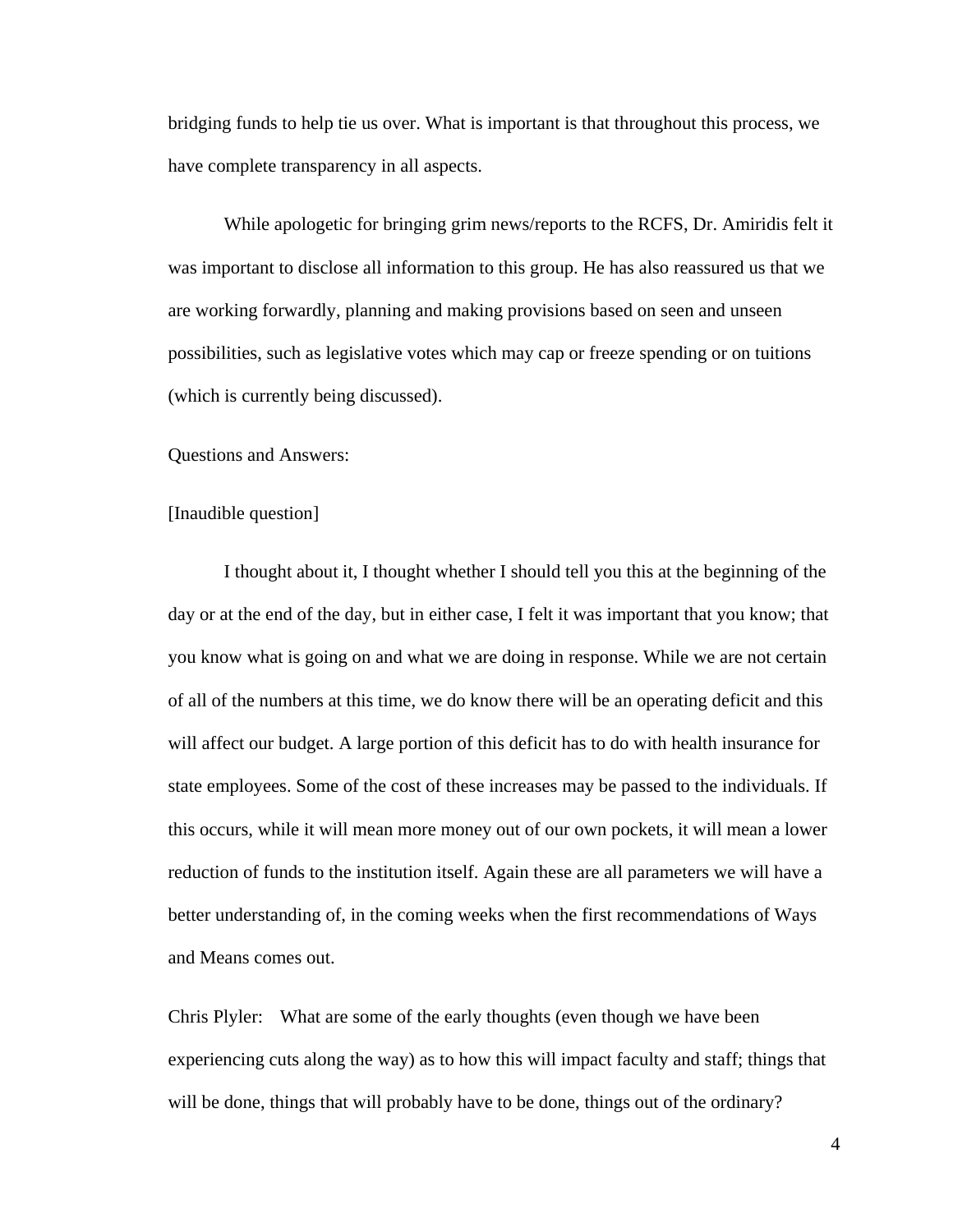bridging funds to help tie us over. What is important is that throughout this process, we have complete transparency in all aspects.

While apologetic for bringing grim news/reports to the RCFS, Dr. Amiridis felt it was important to disclose all information to this group. He has also reassured us that we are working forwardly, planning and making provisions based on seen and unseen possibilities, such as legislative votes which may cap or freeze spending or on tuitions (which is currently being discussed).

Questions and Answers:

[Inaudible question]

I thought about it, I thought whether I should tell you this at the beginning of the day or at the end of the day, but in either case, I felt it was important that you know; that you know what is going on and what we are doing in response. While we are not certain of all of the numbers at this time, we do know there will be an operating deficit and this will affect our budget. A large portion of this deficit has to do with health insurance for state employees. Some of the cost of these increases may be passed to the individuals. If this occurs, while it will mean more money out of our own pockets, it will mean a lower reduction of funds to the institution itself. Again these are all parameters we will have a better understanding of, in the coming weeks when the first recommendations of Ways and Means comes out.

Chris Plyler: What are some of the early thoughts (even though we have been experiencing cuts along the way) as to how this will impact faculty and staff; things that will be done, things that will probably have to be done, things out of the ordinary?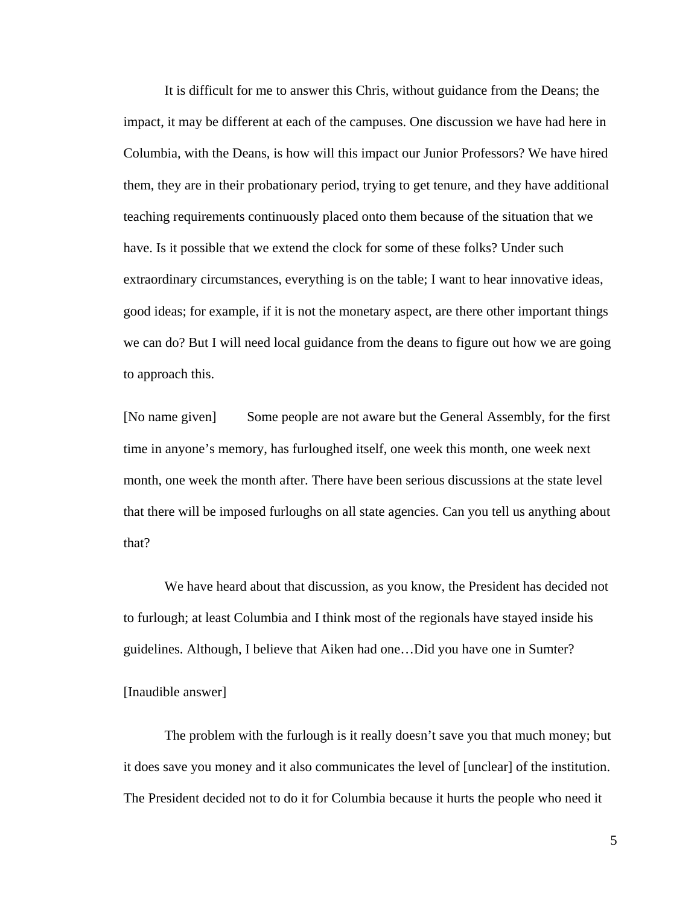It is difficult for me to answer this Chris, without guidance from the Deans; the impact, it may be different at each of the campuses. One discussion we have had here in Columbia, with the Deans, is how will this impact our Junior Professors? We have hired them, they are in their probationary period, trying to get tenure, and they have additional teaching requirements continuously placed onto them because of the situation that we have. Is it possible that we extend the clock for some of these folks? Under such extraordinary circumstances, everything is on the table; I want to hear innovative ideas, good ideas; for example, if it is not the monetary aspect, are there other important things we can do? But I will need local guidance from the deans to figure out how we are going to approach this.

[No name given] Some people are not aware but the General Assembly, for the first time in anyone's memory, has furloughed itself, one week this month, one week next month, one week the month after. There have been serious discussions at the state level that there will be imposed furloughs on all state agencies. Can you tell us anything about that?

We have heard about that discussion, as you know, the President has decided not to furlough; at least Columbia and I think most of the regionals have stayed inside his guidelines. Although, I believe that Aiken had one…Did you have one in Sumter?

[Inaudible answer]

The problem with the furlough is it really doesn't save you that much money; but it does save you money and it also communicates the level of [unclear] of the institution. The President decided not to do it for Columbia because it hurts the people who need it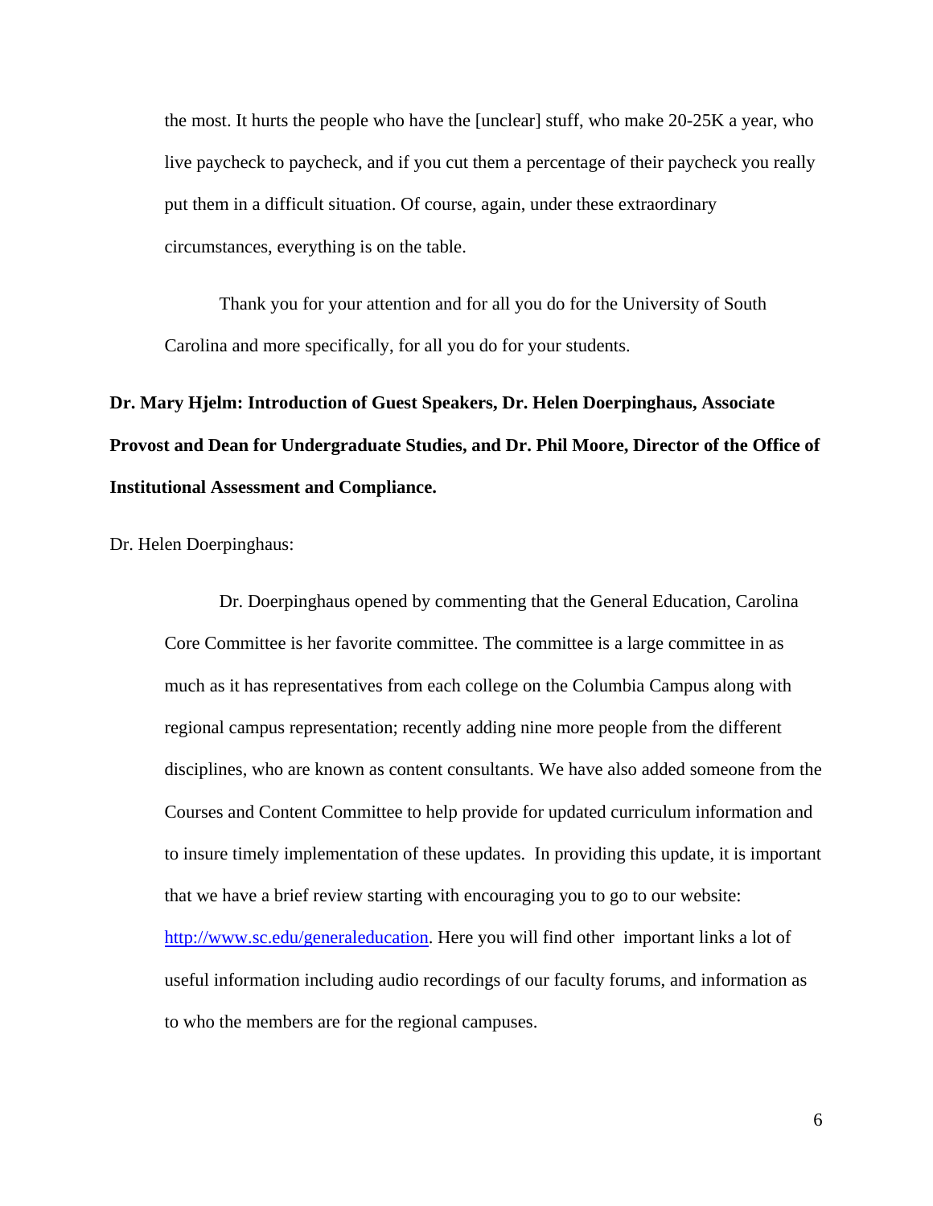the most. It hurts the people who have the [unclear] stuff, who make 20-25K a year, who live paycheck to paycheck, and if you cut them a percentage of their paycheck you really put them in a difficult situation. Of course, again, under these extraordinary circumstances, everything is on the table.

Thank you for your attention and for all you do for the University of South Carolina and more specifically, for all you do for your students.

**Dr. Mary Hjelm: Introduction of Guest Speakers, Dr. Helen Doerpinghaus, Associate Provost and Dean for Undergraduate Studies, and Dr. Phil Moore, Director of the Office of Institutional Assessment and Compliance.**

Dr. Helen Doerpinghaus:

Dr. Doerpinghaus opened by commenting that the General Education, Carolina Core Committee is her favorite committee. The committee is a large committee in as much as it has representatives from each college on the Columbia Campus along with regional campus representation; recently adding nine more people from the different disciplines, who are known as content consultants. We have also added someone from the Courses and Content Committee to help provide for updated curriculum information and to insure timely implementation of these updates. In providing this update, it is important that we have a brief review starting with encouraging you to go to our website: http://www.sc.edu/generaleducation. Here you will find other important links a lot of useful information including audio recordings of our faculty forums, and information as to who the members are for the regional campuses.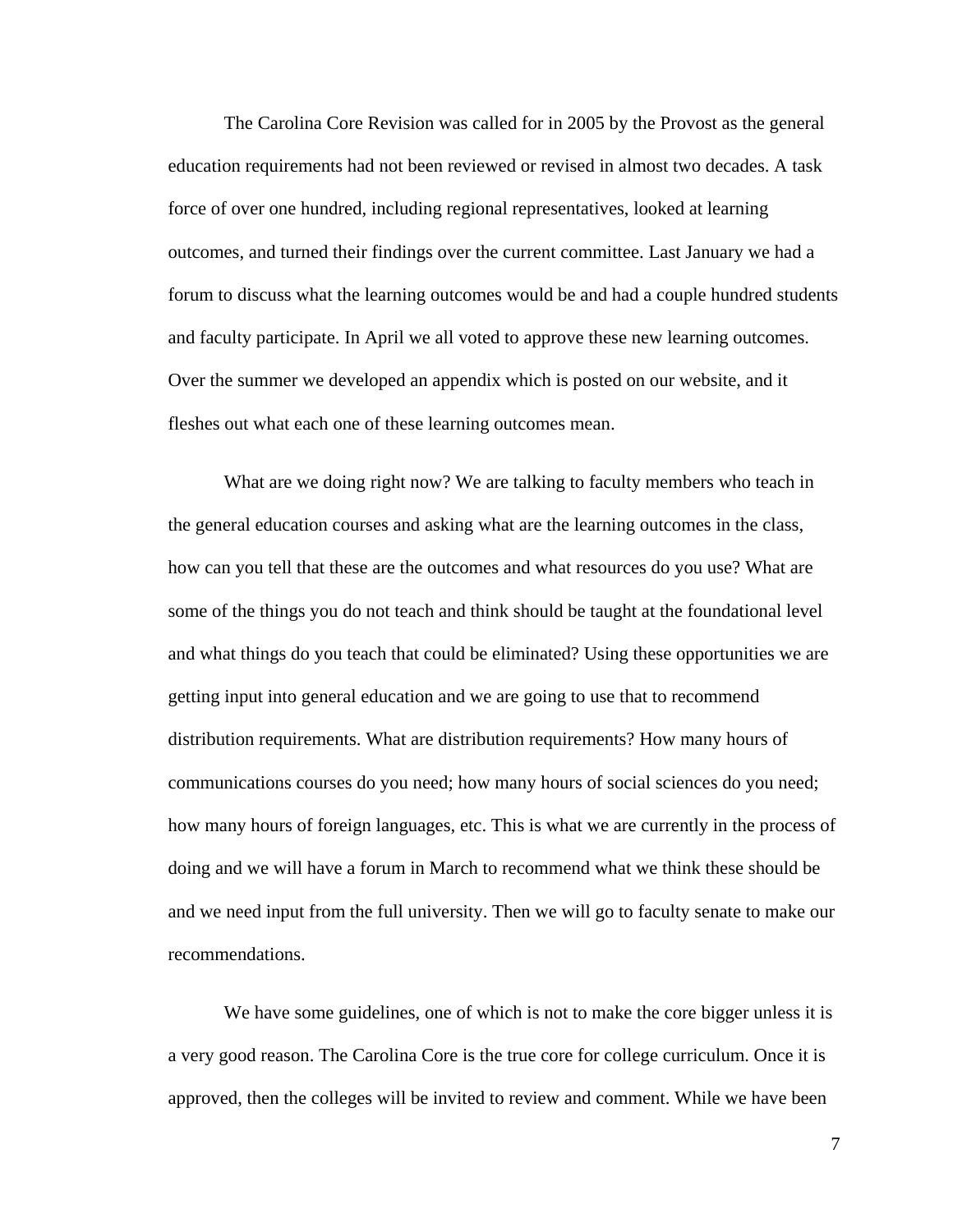The Carolina Core Revision was called for in 2005 by the Provost as the general education requirements had not been reviewed or revised in almost two decades. A task force of over one hundred, including regional representatives, looked at learning outcomes, and turned their findings over the current committee. Last January we had a forum to discuss what the learning outcomes would be and had a couple hundred students and faculty participate. In April we all voted to approve these new learning outcomes. Over the summer we developed an appendix which is posted on our website, and it fleshes out what each one of these learning outcomes mean.

What are we doing right now? We are talking to faculty members who teach in the general education courses and asking what are the learning outcomes in the class, how can you tell that these are the outcomes and what resources do you use? What are some of the things you do not teach and think should be taught at the foundational level and what things do you teach that could be eliminated? Using these opportunities we are getting input into general education and we are going to use that to recommend distribution requirements. What are distribution requirements? How many hours of communications courses do you need; how many hours of social sciences do you need; how many hours of foreign languages, etc. This is what we are currently in the process of doing and we will have a forum in March to recommend what we think these should be and we need input from the full university. Then we will go to faculty senate to make our recommendations.

We have some guidelines, one of which is not to make the core bigger unless it is a very good reason. The Carolina Core is the true core for college curriculum. Once it is approved, then the colleges will be invited to review and comment. While we have been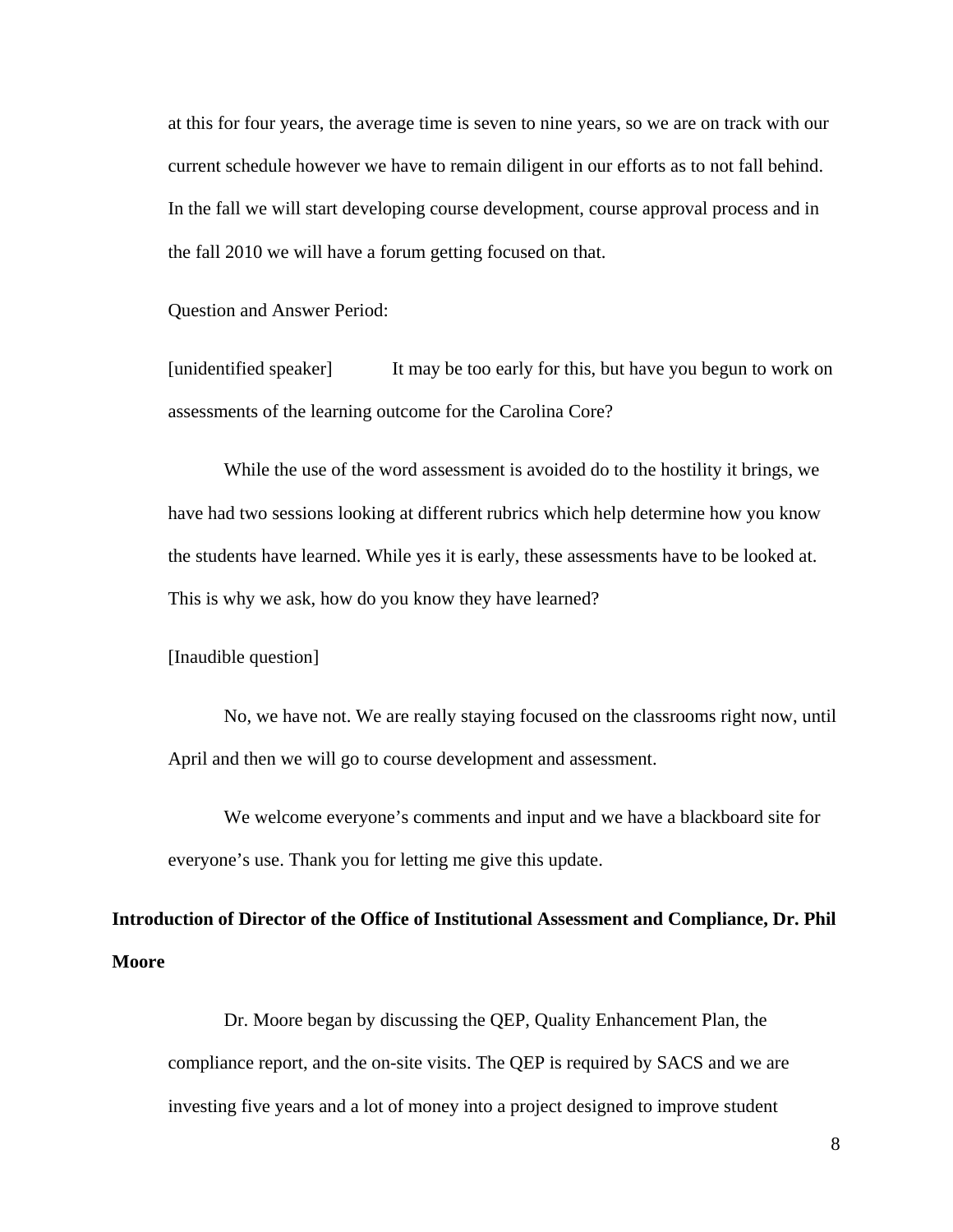at this for four years, the average time is seven to nine years, so we are on track with our current schedule however we have to remain diligent in our efforts as to not fall behind. In the fall we will start developing course development, course approval process and in the fall 2010 we will have a forum getting focused on that.

Question and Answer Period:

[unidentified speaker] It may be too early for this, but have you begun to work on assessments of the learning outcome for the Carolina Core?

While the use of the word assessment is avoided do to the hostility it brings, we have had two sessions looking at different rubrics which help determine how you know the students have learned. While yes it is early, these assessments have to be looked at. This is why we ask, how do you know they have learned?

[Inaudible question]

No, we have not. We are really staying focused on the classrooms right now, until April and then we will go to course development and assessment.

We welcome everyone's comments and input and we have a blackboard site for everyone's use. Thank you for letting me give this update.

**Introduction of Director of the Office of Institutional Assessment and Compliance, Dr. Phil Moore**

Dr. Moore began by discussing the QEP, Quality Enhancement Plan, the compliance report, and the on-site visits. The QEP is required by SACS and we are investing five years and a lot of money into a project designed to improve student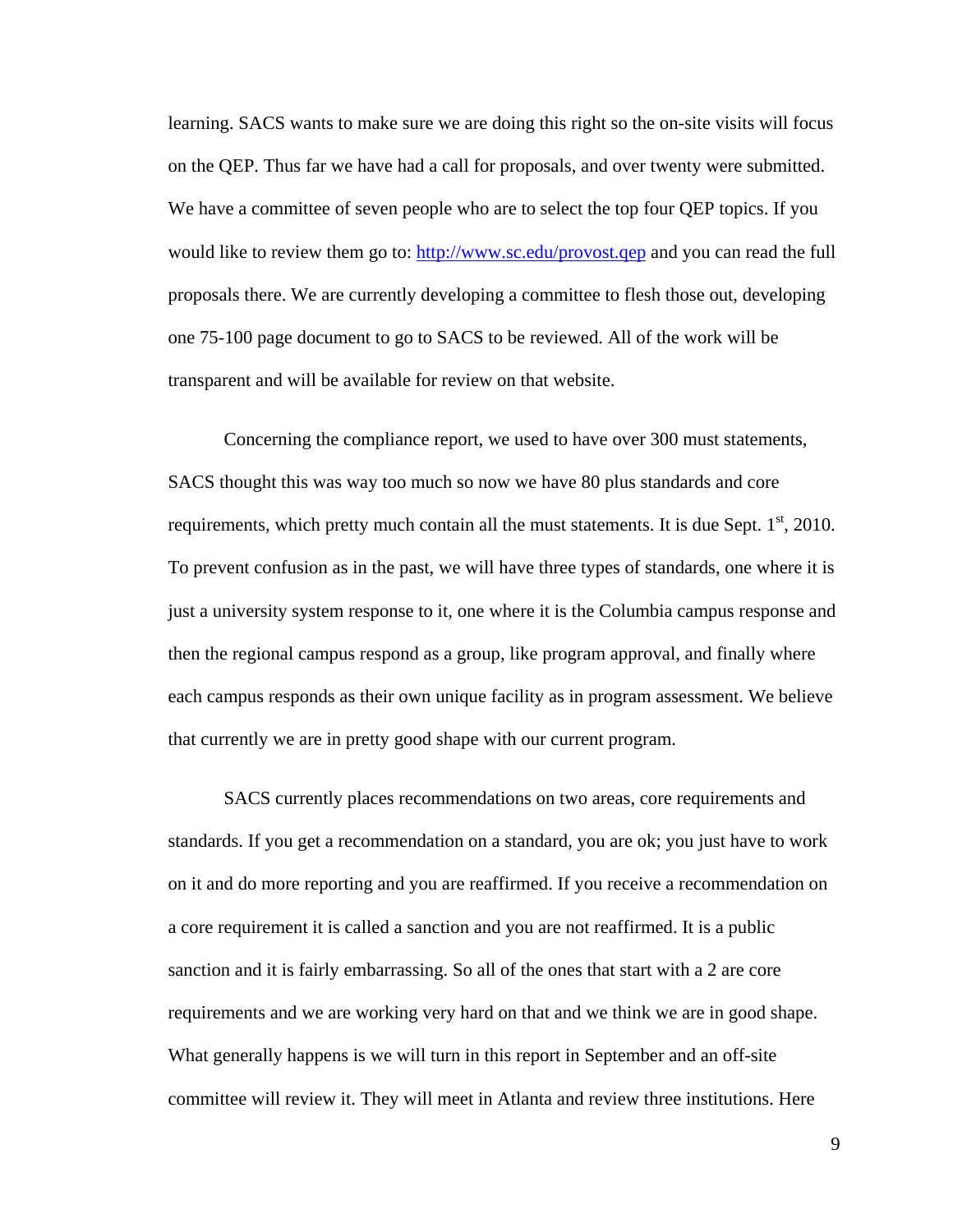learning. SACS wants to make sure we are doing this right so the on-site visits will focus on the QEP. Thus far we have had a call for proposals, and over twenty were submitted. We have a committee of seven people who are to select the top four QEP topics. If you would like to review them go to: [http://www.sc.edu/provost.qep](http://www.sc.edu/provost.qep) and you can read the full proposals there. We are currently developing a committee to flesh those out, developing one 75-100 page document to go to SACS to be reviewed. All of the work will be transparent and will be available for review on that website.

Concerning the compliance report, we used to have over 300 must statements, SACS thought this was way too much so now we have 80 plus standards and core requirements, which pretty much contain all the must statements. It is due Sept. 1st, 2010. To prevent confusion as in the past, we will have three types of standards, one where it is just a university system response to it, one where it is the Columbia campus response and then the regional campus respond as a group, like program approval, and finally where each campus responds as their own unique facility as in program assessment. We believe that currently we are in pretty good shape with our current program.

SACS currently places recommendations on two areas, core requirements and standards. If you get a recommendation on a standard, you are ok; you just have to work on it and do more reporting and you are reaffirmed. If you receive a recommendation on a core requirement it is called a sanction and you are not reaffirmed. It is a public sanction and it is fairly embarrassing. So all of the ones that start with a 2 are core requirements and we are working very hard on that and we think we are in good shape. What generally happens is we will turn in this report in September and an off-site committee will review it. They will meet in Atlanta and review three institutions. Here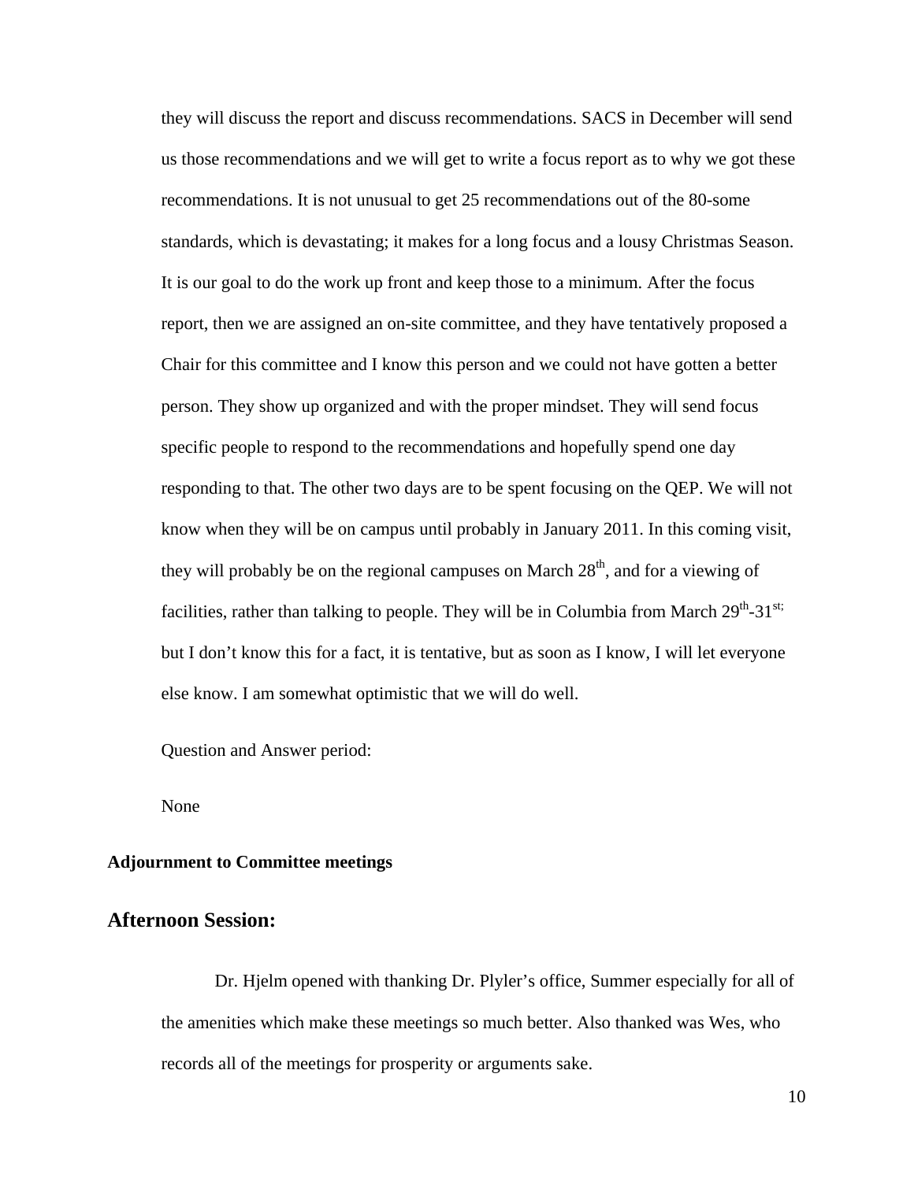they will discuss the report and discuss recommendations. SACS in December will send us those recommendations and we will get to write a focus report as to why we got these recommendations. It is not unusual to get 25 recommendations out of the 80-some standards, which is devastating; it makes for a long focus and a lousy Christmas Season. It is our goal to do the work up front and keep those to a minimum. After the focus report, then we are assigned an on-site committee, and they have tentatively proposed a Chair for this committee and I know this person and we could not have gotten a better person. They show up organized and with the proper mindset. They will send focus specific people to respond to the recommendations and hopefully spend one day responding to that. The other two days are to be spent focusing on the QEP. We will not know when they will be on campus until probably in January 2011. In this coming visit, they will probably be on the regional campuses on March 28th, and for a viewing of facilities, rather than talking to people. They will be in Columbia from March 29th-31st; but I don't know this for a fact, it is tentative, but as soon as I know, I will let everyone else know. I am somewhat optimistic that we will do well.

Question and Answer period:

None

**Adjournment to Committee meetings**

## Afternoon Session:

Dr. Hjelm opened with thanking Dr. Plyler's office, Summer especially for all of the amenities which make these meetings so much better. Also thanked was Wes, who records all of the meetings for prosperity or arguments sake.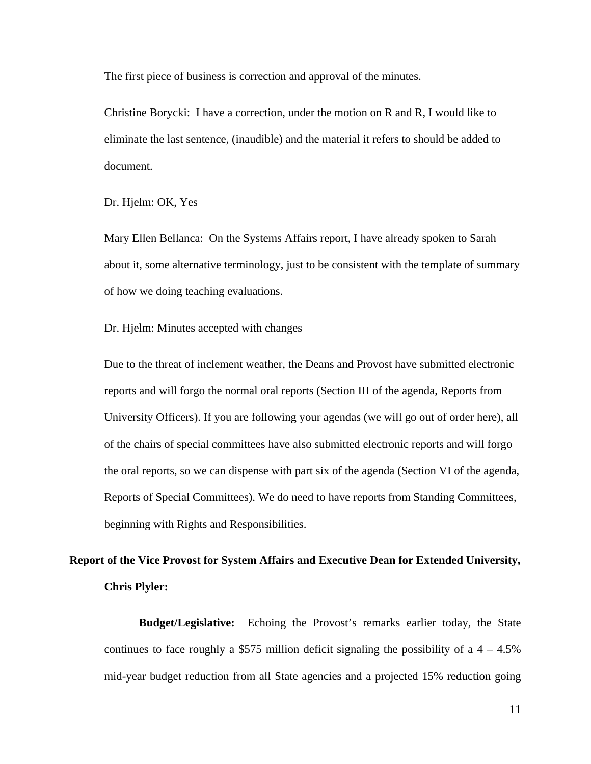The first piece of business is correction and approval of the minutes.

Christine Borycki: I have a correction, under the motion on R and R, I would like to eliminate the last sentence, (inaudible) and the material it refers to should be added to document.

Dr. Hjelm: OK, Yes

Mary Ellen Bellanca: On the Systems Affairs report, I have already spoken to Sarah about it, some alternative terminology, just to be consistent with the template of summary of how we doing teaching evaluations.

Dr. Hjelm: Minutes accepted with changes

Due to the threat of inclement weather, the Deans and Provost have submitted electronic reports and will forgo the normal oral reports (Section III of the agenda, Reports from University Officers). If you are following your agendas (we will go out of order here), all of the chairs of special committees have also submitted electronic reports and will forgo the oral reports, so we can dispense with part six of the agenda (Section VI of the agenda, Reports of Special Committees). We do need to have reports from Standing Committees, beginning with Rights and Responsibilities.

**Report of the Vice Provost for System Affairs and Executive Dean for Extended University, Chris Plyler:**

**Budget/Legislative:** Echoing the Provost's remarks earlier today, the State continues to face roughly a $575 million deficit signaling the possibility of a 4 – 4.5% mid-year budget reduction from all State agencies and a projected 15% reduction going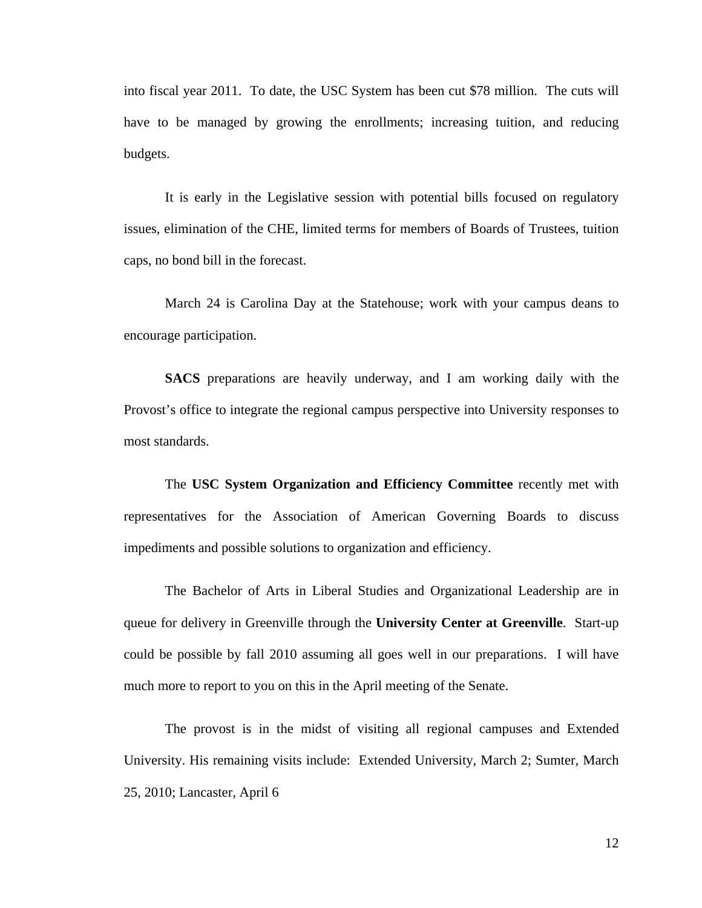into fiscal year 2011. To date, the USC System has been cut $78 million. The cuts will have to be managed by growing the enrollments; increasing tuition, and reducing budgets.

It is early in the Legislative session with potential bills focused on regulatory issues, elimination of the CHE, limited terms for members of Boards of Trustees, tuition caps, no bond bill in the forecast.

March 24 is Carolina Day at the Statehouse; work with your campus deans to encourage participation.

**SACS** preparations are heavily underway, and I am working daily with the Provost's office to integrate the regional campus perspective into University responses to most standards.

The **USC System Organization and Efficiency Committee** recently met with representatives for the Association of American Governing Boards to discuss impediments and possible solutions to organization and efficiency.

The Bachelor of Arts in Liberal Studies and Organizational Leadership are in queue for delivery in Greenville through the **University Center at Greenville**. Start-up could be possible by fall 2010 assuming all goes well in our preparations. I will have much more to report to you on this in the April meeting of the Senate.

The provost is in the midst of visiting all regional campuses and Extended University. His remaining visits include: Extended University, March 2; Sumter, March 25, 2010; Lancaster, April 6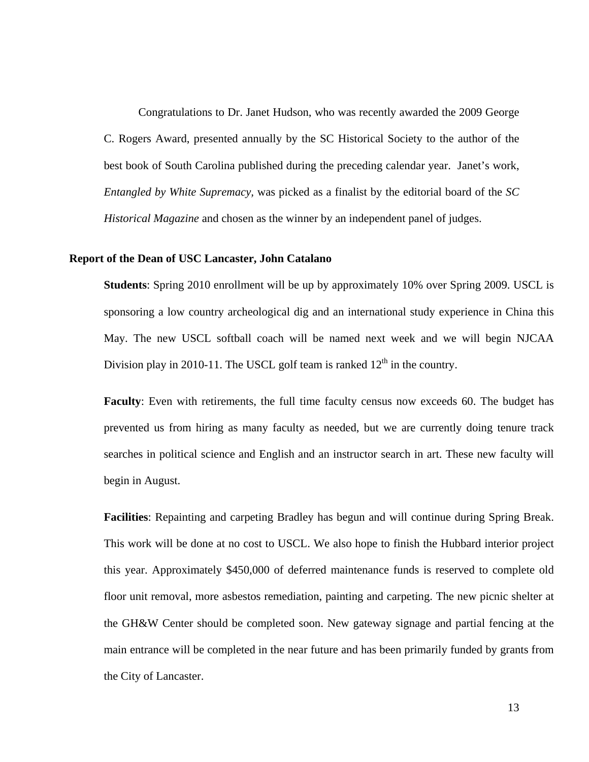Congratulations to Dr. Janet Hudson, who was recently awarded the 2009 George C. Rogers Award, presented annually by the SC Historical Society to the author of the best book of South Carolina published during the preceding calendar year. Janet's work, *Entangled by White Supremacy*, was picked as a finalist by the editorial board of the *SC Historical Magazine* and chosen as the winner by an independent panel of judges.

**Report of the Dean of USC Lancaster, John Catalano**

**Students**: Spring 2010 enrollment will be up by approximately 10% over Spring 2009. USCL is sponsoring a low country archeological dig and an international study experience in China this May. The new USCL softball coach will be named next week and we will begin NJCAA Division play in 2010-11. The USCL golf team is ranked 12th in the country.

**Faculty**: Even with retirements, the full time faculty census now exceeds 60. The budget has prevented us from hiring as many faculty as needed, but we are currently doing tenure track searches in political science and English and an instructor search in art. These new faculty will begin in August.

**Facilities**: Repainting and carpeting Bradley has begun and will continue during Spring Break. This work will be done at no cost to USCL. We also hope to finish the Hubbard interior project this year. Approximately $450,000 of deferred maintenance funds is reserved to complete old floor unit removal, more asbestos remediation, painting and carpeting. The new picnic shelter at the GH&W Center should be completed soon. New gateway signage and partial fencing at the main entrance will be completed in the near future and has been primarily funded by grants from the City of Lancaster.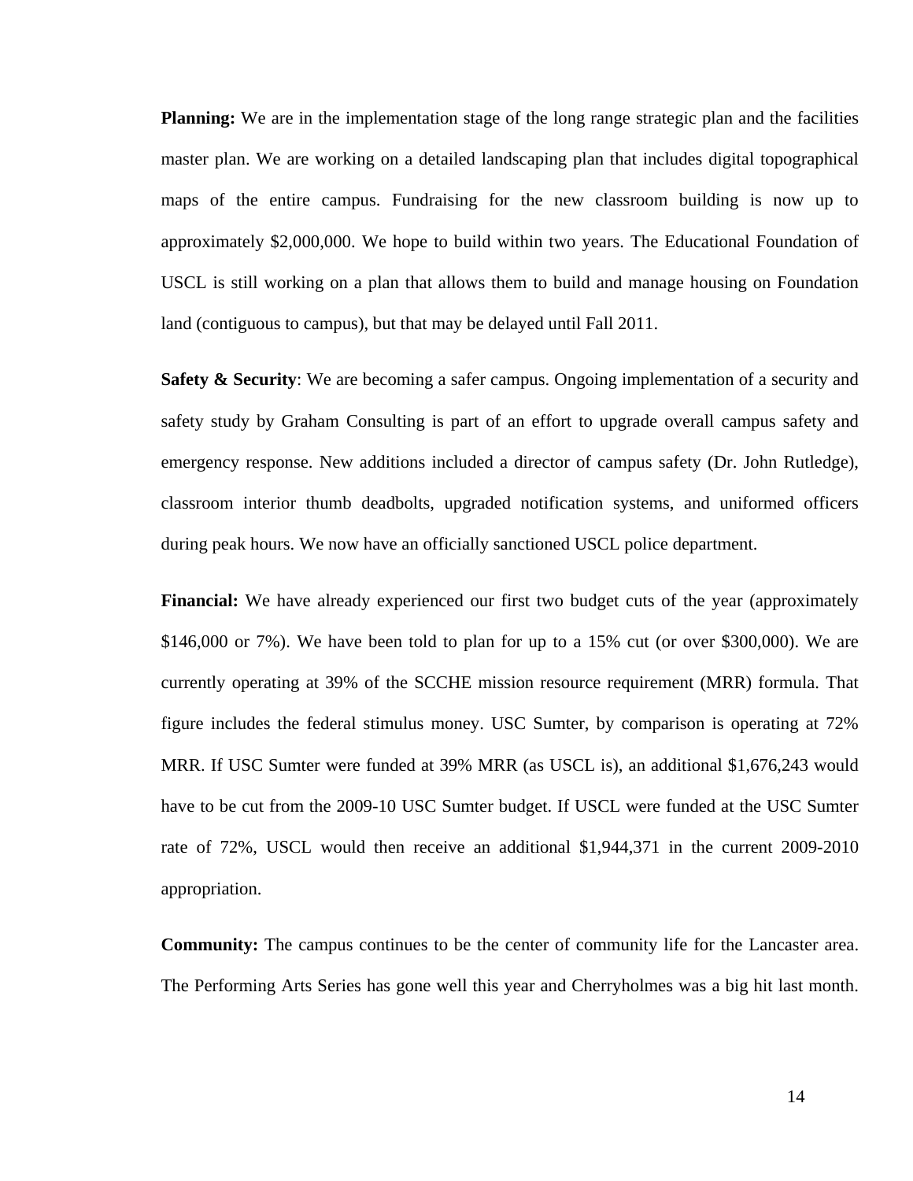**Planning:** We are in the implementation stage of the long range strategic plan and the facilities master plan. We are working on a detailed landscaping plan that includes digital topographical maps of the entire campus. Fundraising for the new classroom building is now up to approximately $2,000,000. We hope to build within two years. The Educational Foundation of USCL is still working on a plan that allows them to build and manage housing on Foundation land (contiguous to campus), but that may be delayed until Fall 2011.

**Safety & Security**: We are becoming a safer campus. Ongoing implementation of a security and safety study by Graham Consulting is part of an effort to upgrade overall campus safety and emergency response. New additions included a director of campus safety (Dr. John Rutledge), classroom interior thumb deadbolts, upgraded notification systems, and uniformed officers during peak hours. We now have an officially sanctioned USCL police department.

**Financial:** We have already experienced our first two budget cuts of the year (approximately $146,000 or 7%). We have been told to plan for up to a 15% cut (or over $300,000). We are currently operating at 39% of the SCCHE mission resource requirement (MRR) formula. That figure includes the federal stimulus money. USC Sumter, by comparison is operating at 72% MRR. If USC Sumter were funded at 39% MRR (as USCL is), an additional $1,676,243 would have to be cut from the 2009-10 USC Sumter budget. If USCL were funded at the USC Sumter rate of 72%, USCL would then receive an additional $1,944,371 in the current 2009-2010 appropriation.

**Community:** The campus continues to be the center of community life for the Lancaster area. The Performing Arts Series has gone well this year and Cherryholmes was a big hit last month.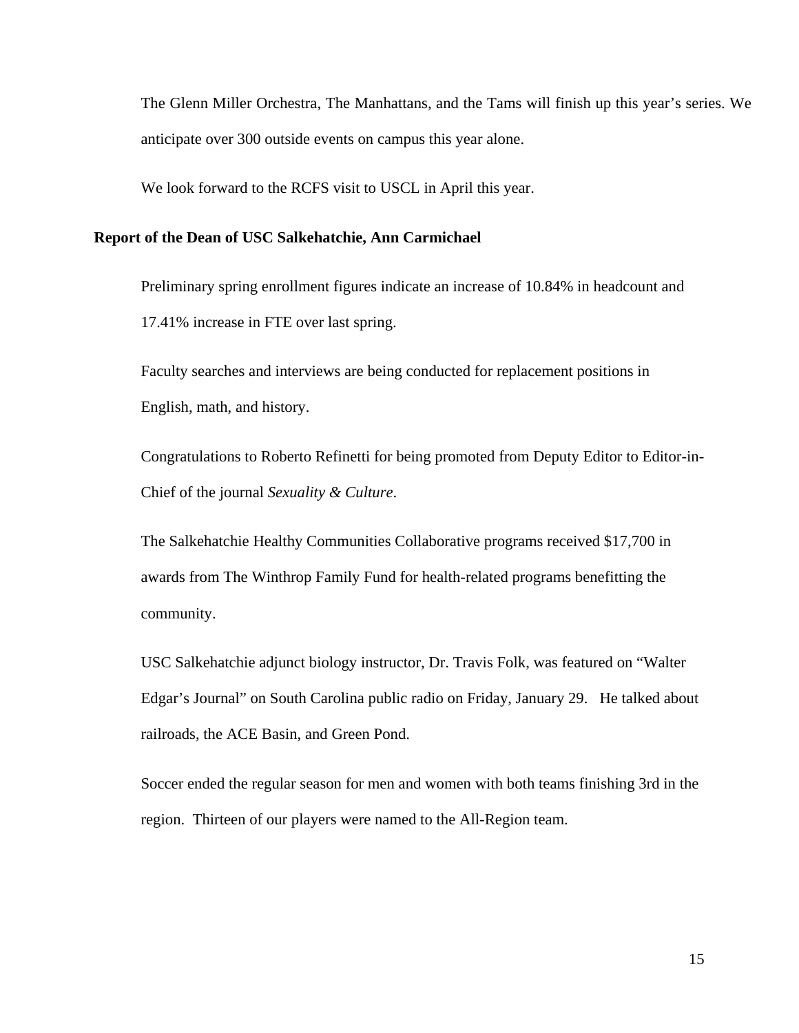The Glenn Miller Orchestra, The Manhattans, and the Tams will finish up this year's series. We anticipate over 300 outside events on campus this year alone.

We look forward to the RCFS visit to USCL in April this year.

**Report of the Dean of USC Salkehatchie, Ann Carmichael**

Preliminary spring enrollment figures indicate an increase of 10.84% in headcount and 17.41% increase in FTE over last spring.

Faculty searches and interviews are being conducted for replacement positions in English, math, and history.

Congratulations to Roberto Refinetti for being promoted from Deputy Editor to Editor-in-Chief of the journal *Sexuality & Culture*.

The Salkehatchie Healthy Communities Collaborative programs received $17,700 in awards from The Winthrop Family Fund for health-related programs benefitting the community.

USC Salkehatchie adjunct biology instructor, Dr. Travis Folk, was featured on "Walter Edgar's Journal" on South Carolina public radio on Friday, January 29. He talked about railroads, the ACE Basin, and Green Pond.

Soccer ended the regular season for men and women with both teams finishing 3rd in the region. Thirteen of our players were named to the All-Region team.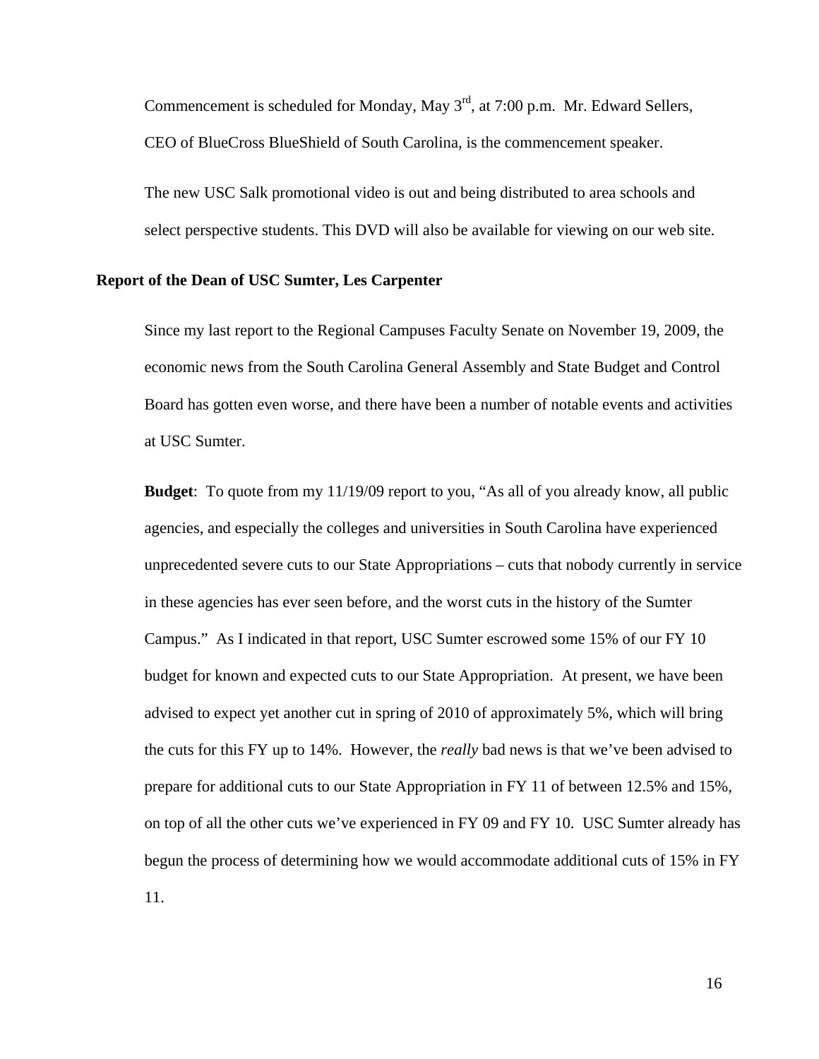Commencement is scheduled for Monday, May 3rd, at 7:00 p.m. Mr. Edward Sellers, CEO of BlueCross BlueShield of South Carolina, is the commencement speaker.

The new USC Salk promotional video is out and being distributed to area schools and select perspective students. This DVD will also be available for viewing on our web site.

**Report of the Dean of USC Sumter, Les Carpenter**

Since my last report to the Regional Campuses Faculty Senate on November 19, 2009, the economic news from the South Carolina General Assembly and State Budget and Control Board has gotten even worse, and there have been a number of notable events and activities at USC Sumter.

**Budget**: To quote from my 11/19/09 report to you, "As all of you already know, all public agencies, and especially the colleges and universities in South Carolina have experienced unprecedented severe cuts to our State Appropriations – cuts that nobody currently in service in these agencies has ever seen before, and the worst cuts in the history of the Sumter Campus." As I indicated in that report, USC Sumter escrowed some 15% of our FY 10 budget for known and expected cuts to our State Appropriation. At present, we have been advised to expect yet another cut in spring of 2010 of approximately 5%, which will bring the cuts for this FY up to 14%. However, the *really* bad news is that we've been advised to prepare for additional cuts to our State Appropriation in FY 11 of between 12.5% and 15%, on top of all the other cuts we've experienced in FY 09 and FY 10. USC Sumter already has begun the process of determining how we would accommodate additional cuts of 15% in FY 11.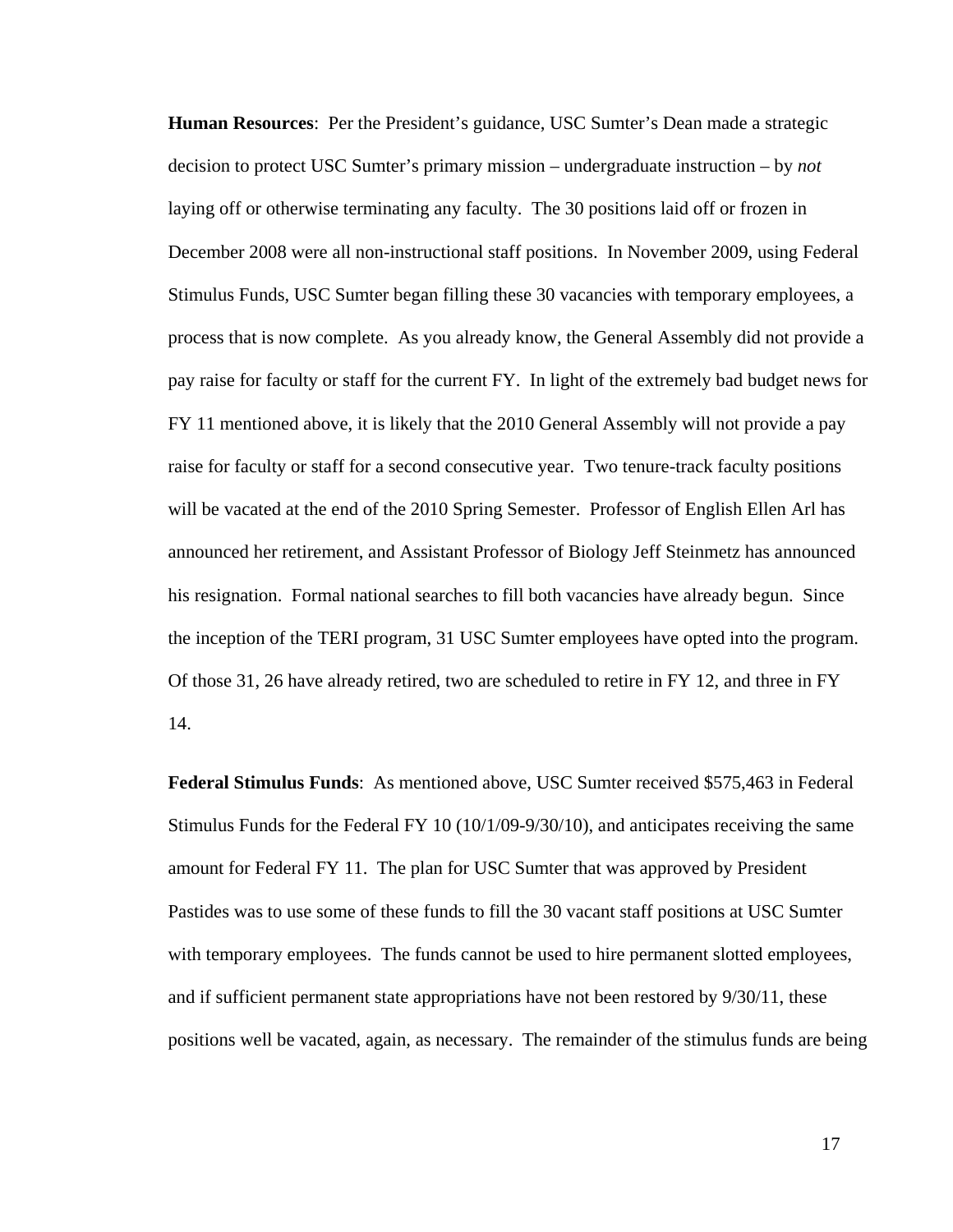**Human Resources**: Per the President's guidance, USC Sumter's Dean made a strategic decision to protect USC Sumter's primary mission – undergraduate instruction – by *not* laying off or otherwise terminating any faculty. The 30 positions laid off or frozen in December 2008 were all non-instructional staff positions. In November 2009, using Federal Stimulus Funds, USC Sumter began filling these 30 vacancies with temporary employees, a process that is now complete. As you already know, the General Assembly did not provide a pay raise for faculty or staff for the current FY. In light of the extremely bad budget news for FY 11 mentioned above, it is likely that the 2010 General Assembly will not provide a pay raise for faculty or staff for a second consecutive year. Two tenure-track faculty positions will be vacated at the end of the 2010 Spring Semester. Professor of English Ellen Arl has announced her retirement, and Assistant Professor of Biology Jeff Steinmetz has announced his resignation. Formal national searches to fill both vacancies have already begun. Since the inception of the TERI program, 31 USC Sumter employees have opted into the program. Of those 31, 26 have already retired, two are scheduled to retire in FY 12, and three in FY 14.

**Federal Stimulus Funds**: As mentioned above, USC Sumter received $575,463 in Federal Stimulus Funds for the Federal FY 10 (10/1/09-9/30/10), and anticipates receiving the same amount for Federal FY 11. The plan for USC Sumter that was approved by President Pastides was to use some of these funds to fill the 30 vacant staff positions at USC Sumter with temporary employees. The funds cannot be used to hire permanent slotted employees, and if sufficient permanent state appropriations have not been restored by 9/30/11, these positions well be vacated, again, as necessary. The remainder of the stimulus funds are being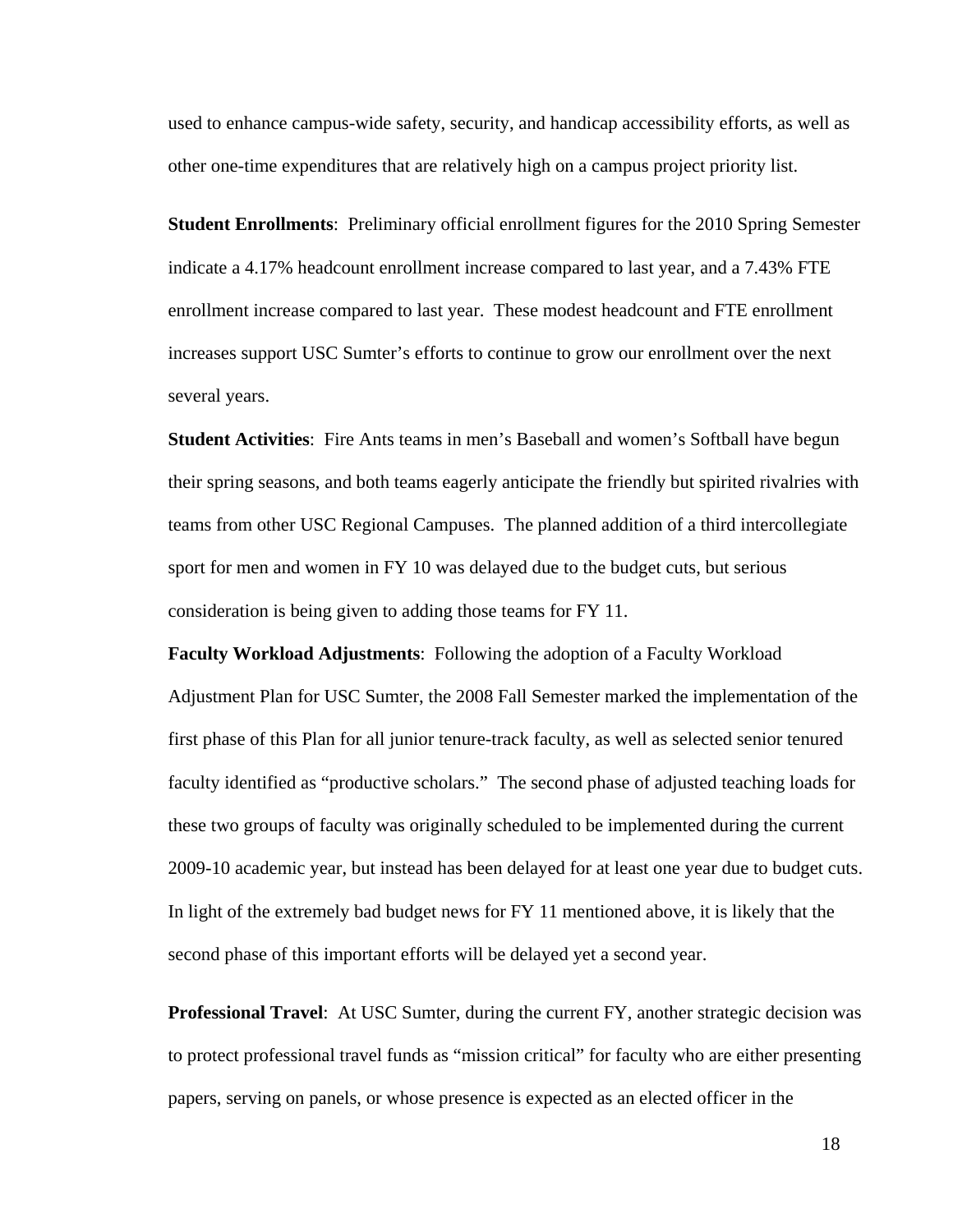used to enhance campus-wide safety, security, and handicap accessibility efforts, as well as other one-time expenditures that are relatively high on a campus project priority list.

**Student Enrollments**: Preliminary official enrollment figures for the 2010 Spring Semester indicate a 4.17% headcount enrollment increase compared to last year, and a 7.43% FTE enrollment increase compared to last year. These modest headcount and FTE enrollment increases support USC Sumter's efforts to continue to grow our enrollment over the next several years.

**Student Activities**: Fire Ants teams in men's Baseball and women's Softball have begun their spring seasons, and both teams eagerly anticipate the friendly but spirited rivalries with teams from other USC Regional Campuses. The planned addition of a third intercollegiate sport for men and women in FY 10 was delayed due to the budget cuts, but serious consideration is being given to adding those teams for FY 11.

**Faculty Workload Adjustments**: Following the adoption of a Faculty Workload Adjustment Plan for USC Sumter, the 2008 Fall Semester marked the implementation of the first phase of this Plan for all junior tenure-track faculty, as well as selected senior tenured faculty identified as "productive scholars." The second phase of adjusted teaching loads for these two groups of faculty was originally scheduled to be implemented during the current 2009-10 academic year, but instead has been delayed for at least one year due to budget cuts. In light of the extremely bad budget news for FY 11 mentioned above, it is likely that the second phase of this important efforts will be delayed yet a second year.

**Professional Travel**: At USC Sumter, during the current FY, another strategic decision was to protect professional travel funds as "mission critical" for faculty who are either presenting papers, serving on panels, or whose presence is expected as an elected officer in the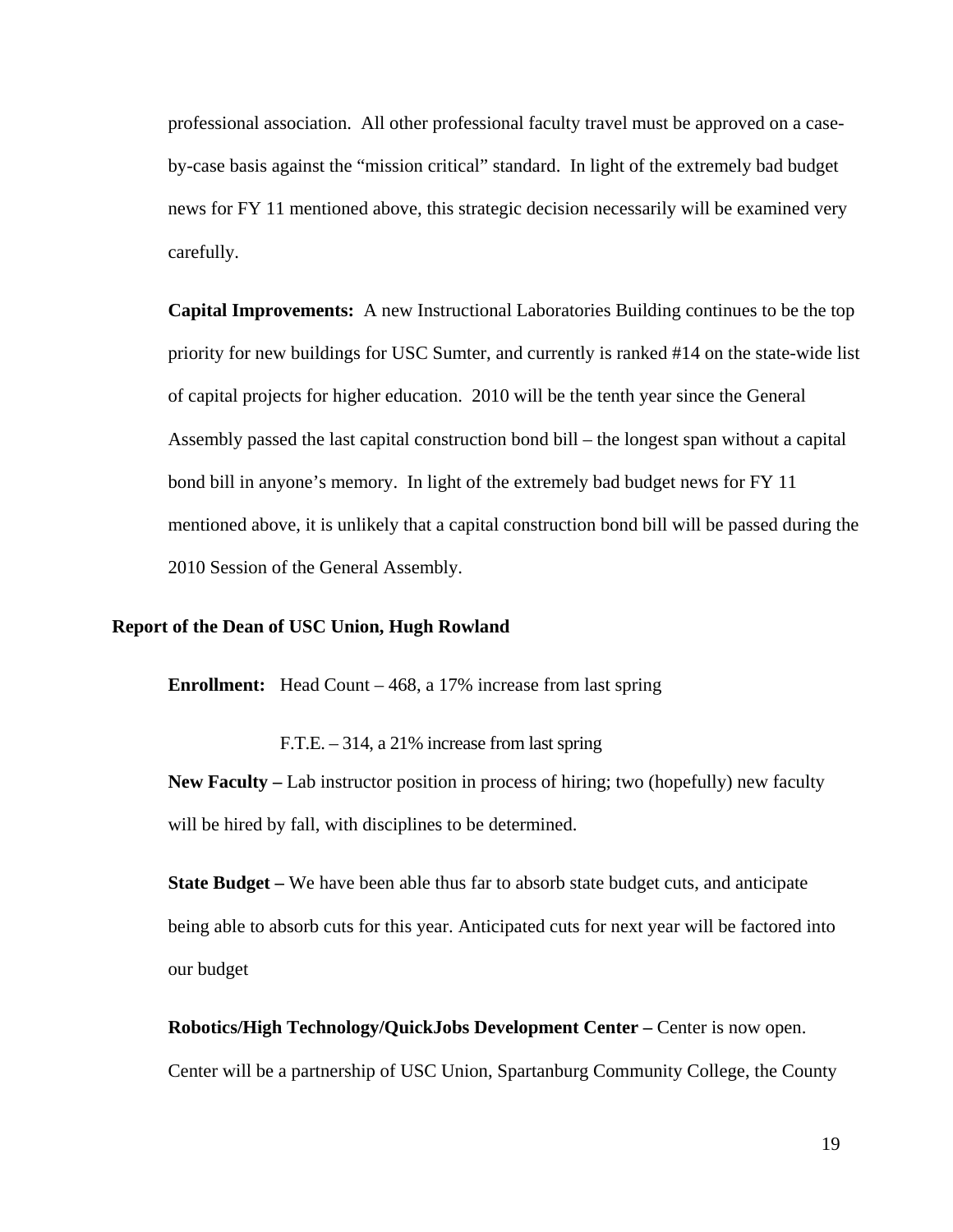professional association. All other professional faculty travel must be approved on a case-by-case basis against the "mission critical" standard. In light of the extremely bad budget news for FY 11 mentioned above, this strategic decision necessarily will be examined very carefully.

**Capital Improvements:** A new Instructional Laboratories Building continues to be the top priority for new buildings for USC Sumter, and currently is ranked #14 on the state-wide list of capital projects for higher education. 2010 will be the tenth year since the General Assembly passed the last capital construction bond bill – the longest span without a capital bond bill in anyone's memory. In light of the extremely bad budget news for FY 11 mentioned above, it is unlikely that a capital construction bond bill will be passed during the 2010 Session of the General Assembly.

**Report of the Dean of USC Union, Hugh Rowland**

**Enrollment:** Head Count – 468, a 17% increase from last spring

F.T.E. – 314, a 21% increase from last spring

**New Faculty –** Lab instructor position in process of hiring; two (hopefully) new faculty will be hired by fall, with disciplines to be determined.

**State Budget –** We have been able thus far to absorb state budget cuts, and anticipate being able to absorb cuts for this year. Anticipated cuts for next year will be factored into our budget

**Robotics/High Technology/QuickJobs Development Center –** Center is now open. Center will be a partnership of USC Union, Spartanburg Community College, the County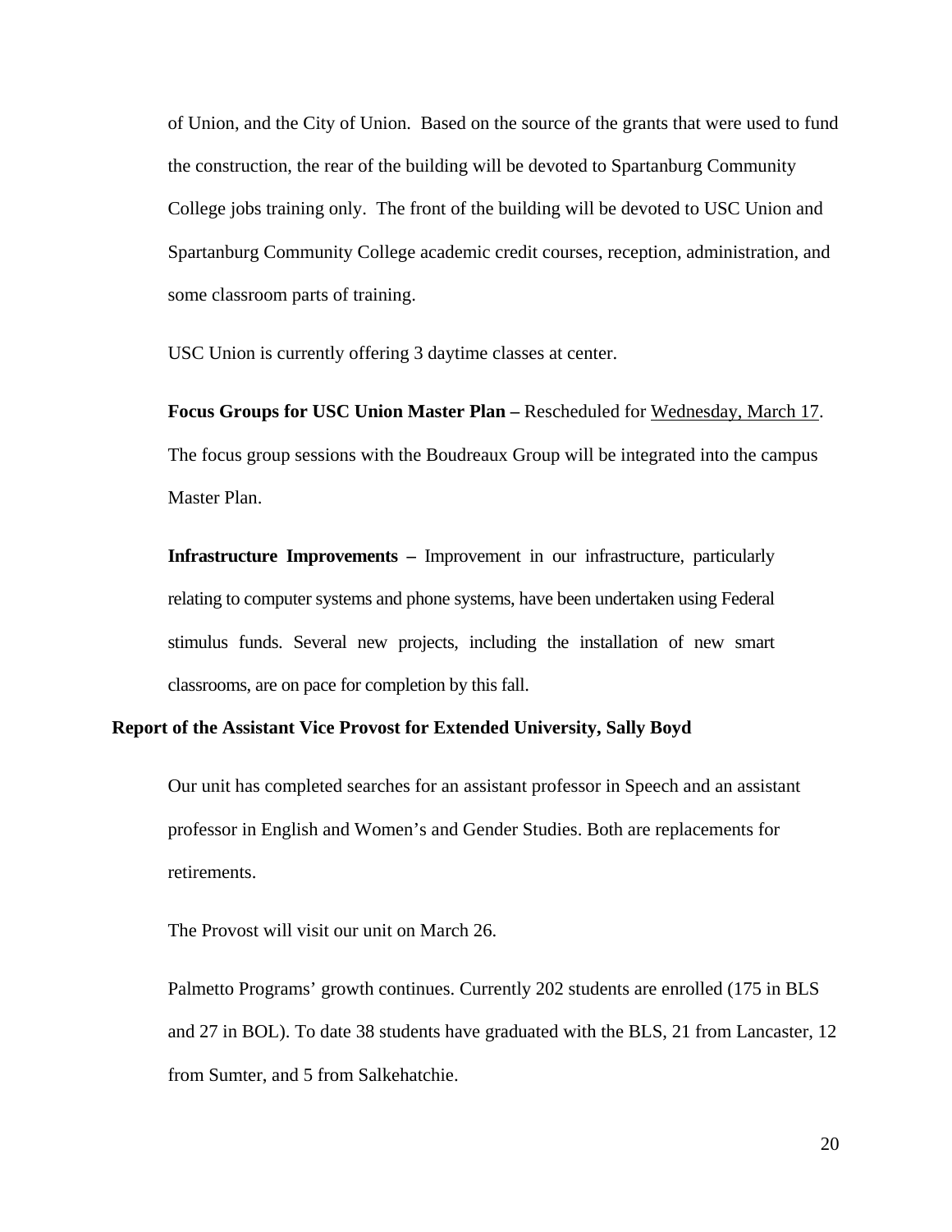of Union, and the City of Union. Based on the source of the grants that were used to fund the construction, the rear of the building will be devoted to Spartanburg Community College jobs training only. The front of the building will be devoted to USC Union and Spartanburg Community College academic credit courses, reception, administration, and some classroom parts of training.

USC Union is currently offering 3 daytime classes at center.

**Focus Groups for USC Union Master Plan –** Rescheduled for Wednesday, March 17. The focus group sessions with the Boudreaux Group will be integrated into the campus Master Plan.

**Infrastructure Improvements –** Improvement in our infrastructure, particularly relating to computer systems and phone systems, have been undertaken using Federal stimulus funds. Several new projects, including the installation of new smart classrooms, are on pace for completion by this fall.

**Report of the Assistant Vice Provost for Extended University, Sally Boyd**

Our unit has completed searches for an assistant professor in Speech and an assistant professor in English and Women's and Gender Studies. Both are replacements for retirements.

The Provost will visit our unit on March 26.

Palmetto Programs' growth continues. Currently 202 students are enrolled (175 in BLS and 27 in BOL). To date 38 students have graduated with the BLS, 21 from Lancaster, 12 from Sumter, and 5 from Salkehatchie.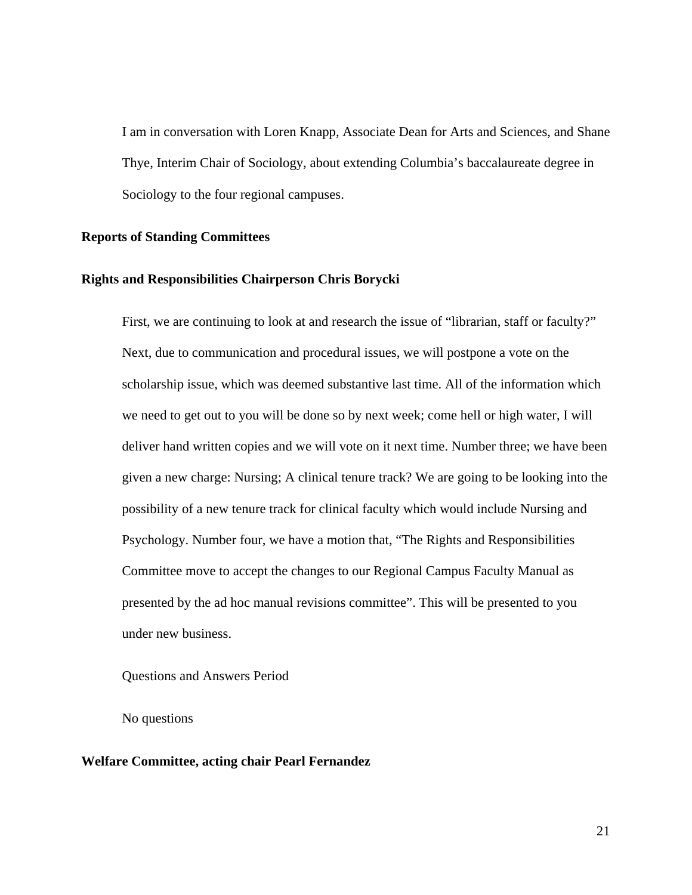I am in conversation with Loren Knapp, Associate Dean for Arts and Sciences, and Shane Thye, Interim Chair of Sociology, about extending Columbia's baccalaureate degree in Sociology to the four regional campuses.

**Reports of Standing Committees**

**Rights and Responsibilities Chairperson Chris Borycki**

First, we are continuing to look at and research the issue of "librarian, staff or faculty?" Next, due to communication and procedural issues, we will postpone a vote on the scholarship issue, which was deemed substantive last time. All of the information which we need to get out to you will be done so by next week; come hell or high water, I will deliver hand written copies and we will vote on it next time. Number three; we have been given a new charge: Nursing; A clinical tenure track? We are going to be looking into the possibility of a new tenure track for clinical faculty which would include Nursing and Psychology. Number four, we have a motion that, "The Rights and Responsibilities Committee move to accept the changes to our Regional Campus Faculty Manual as presented by the ad hoc manual revisions committee". This will be presented to you under new business.

Questions and Answers Period

No questions

**Welfare Committee, acting chair Pearl Fernandez**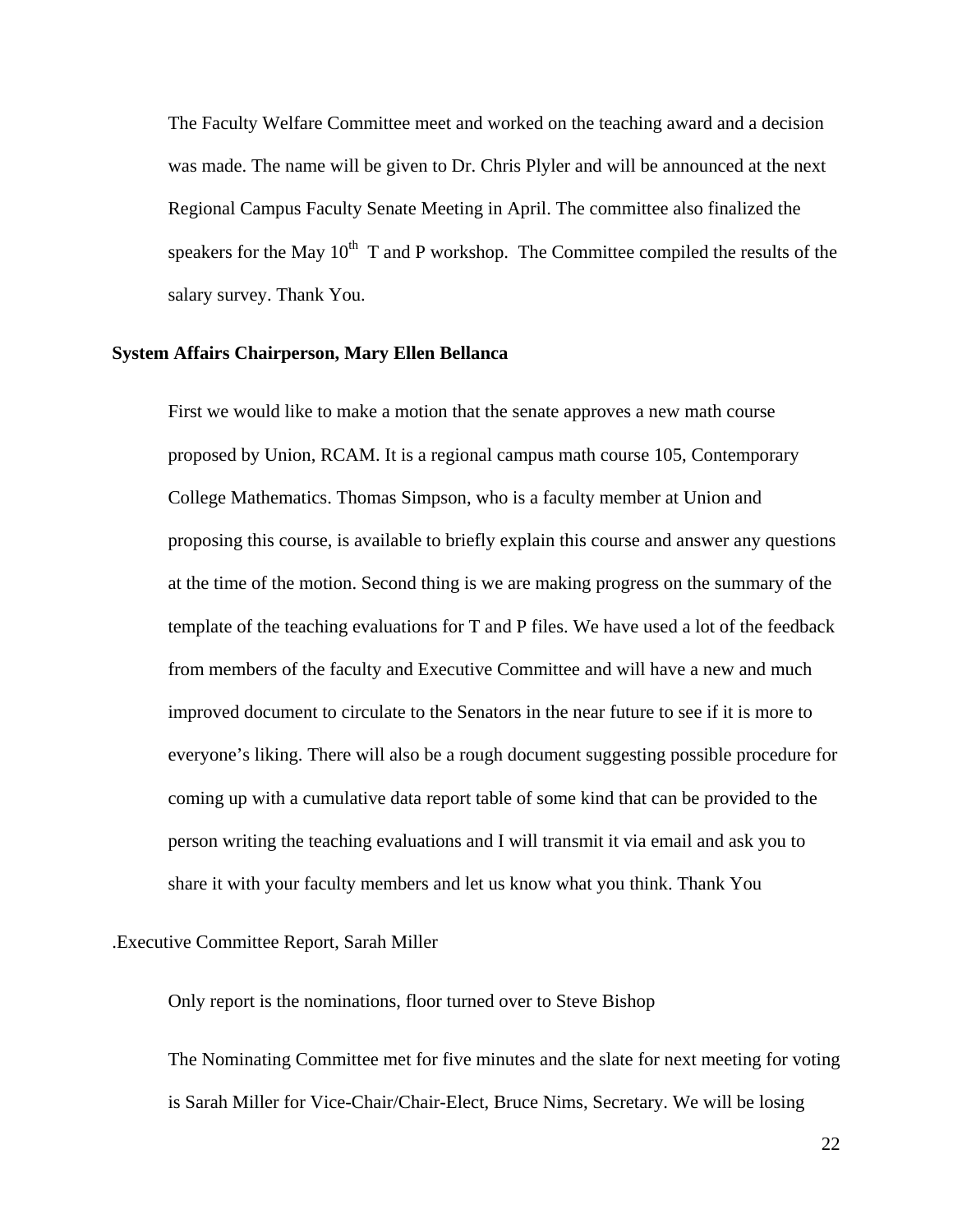The Faculty Welfare Committee meet and worked on the teaching award and a decision was made. The name will be given to Dr. Chris Plyler and will be announced at the next Regional Campus Faculty Senate Meeting in April. The committee also finalized the speakers for the May 10th T and P workshop. The Committee compiled the results of the salary survey. Thank You.

**System Affairs Chairperson, Mary Ellen Bellanca**

First we would like to make a motion that the senate approves a new math course proposed by Union, RCAM. It is a regional campus math course 105, Contemporary College Mathematics. Thomas Simpson, who is a faculty member at Union and proposing this course, is available to briefly explain this course and answer any questions at the time of the motion. Second thing is we are making progress on the summary of the template of the teaching evaluations for T and P files. We have used a lot of the feedback from members of the faculty and Executive Committee and will have a new and much improved document to circulate to the Senators in the near future to see if it is more to everyone's liking. There will also be a rough document suggesting possible procedure for coming up with a cumulative data report table of some kind that can be provided to the person writing the teaching evaluations and I will transmit it via email and ask you to share it with your faculty members and let us know what you think. Thank You

.Executive Committee Report, Sarah Miller

Only report is the nominations, floor turned over to Steve Bishop

The Nominating Committee met for five minutes and the slate for next meeting for voting is Sarah Miller for Vice-Chair/Chair-Elect, Bruce Nims, Secretary. We will be losing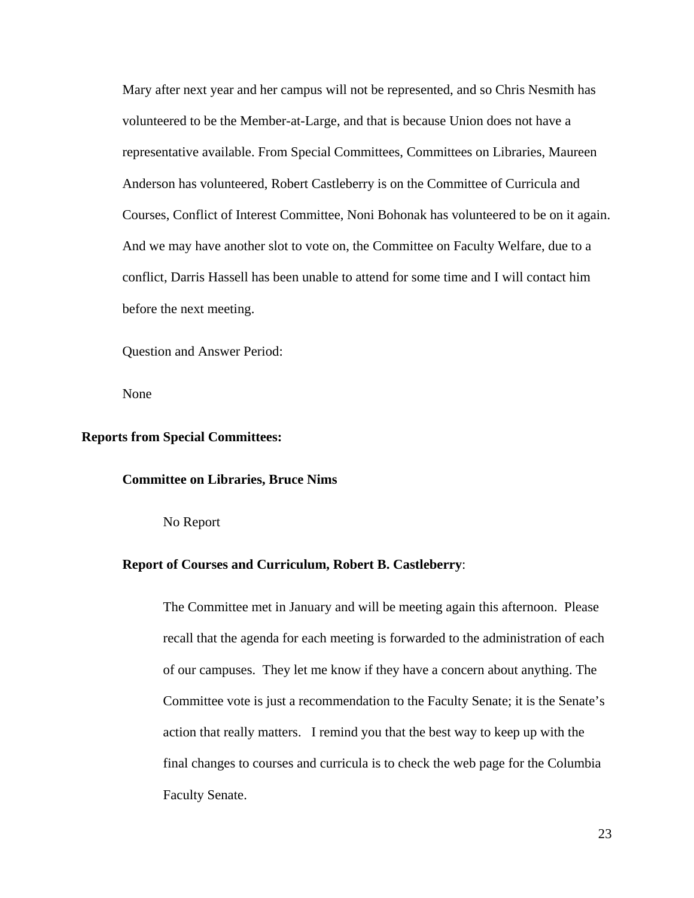Mary after next year and her campus will not be represented, and so Chris Nesmith has volunteered to be the Member-at-Large, and that is because Union does not have a representative available. From Special Committees, Committees on Libraries, Maureen Anderson has volunteered, Robert Castleberry is on the Committee of Curricula and Courses, Conflict of Interest Committee, Noni Bohonak has volunteered to be on it again. And we may have another slot to vote on, the Committee on Faculty Welfare, due to a conflict, Darris Hassell has been unable to attend for some time and I will contact him before the next meeting.

Question and Answer Period:

None

**Reports from Special Committees:**

**Committee on Libraries, Bruce Nims**

No Report

**Report of Courses and Curriculum, Robert B. Castleberry**:

The Committee met in January and will be meeting again this afternoon. Please recall that the agenda for each meeting is forwarded to the administration of each of our campuses. They let me know if they have a concern about anything. The Committee vote is just a recommendation to the Faculty Senate; it is the Senate's action that really matters. I remind you that the best way to keep up with the final changes to courses and curricula is to check the web page for the Columbia Faculty Senate.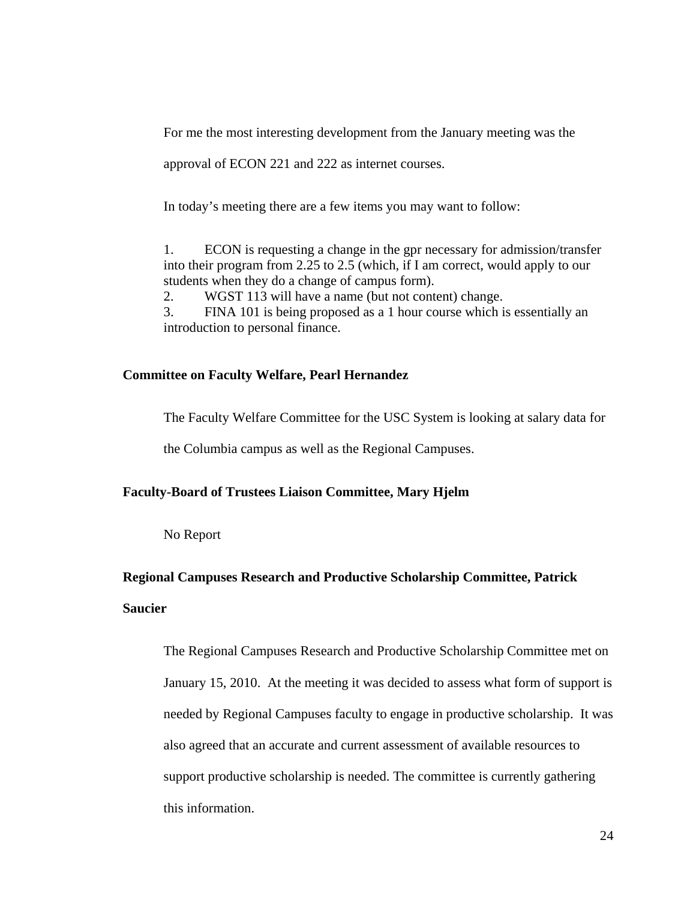For me the most interesting development from the January meeting was the approval of ECON 221 and 222 as internet courses.

In today's meeting there are a few items you may want to follow:

1. ECON is requesting a change in the gpr necessary for admission/transfer into their program from 2.25 to 2.5 (which, if I am correct, would apply to our students when they do a change of campus form).
2. WGST 113 will have a name (but not content) change.
3. FINA 101 is being proposed as a 1 hour course which is essentially an introduction to personal finance.

**Committee on Faculty Welfare, Pearl Hernandez**

The Faculty Welfare Committee for the USC System is looking at salary data for the Columbia campus as well as the Regional Campuses.

**Faculty-Board of Trustees Liaison Committee, Mary Hjelm**

No Report

**Regional Campuses Research and Productive Scholarship Committee, Patrick Saucier**

The Regional Campuses Research and Productive Scholarship Committee met on January 15, 2010. At the meeting it was decided to assess what form of support is needed by Regional Campuses faculty to engage in productive scholarship. It was also agreed that an accurate and current assessment of available resources to support productive scholarship is needed. The committee is currently gathering this information.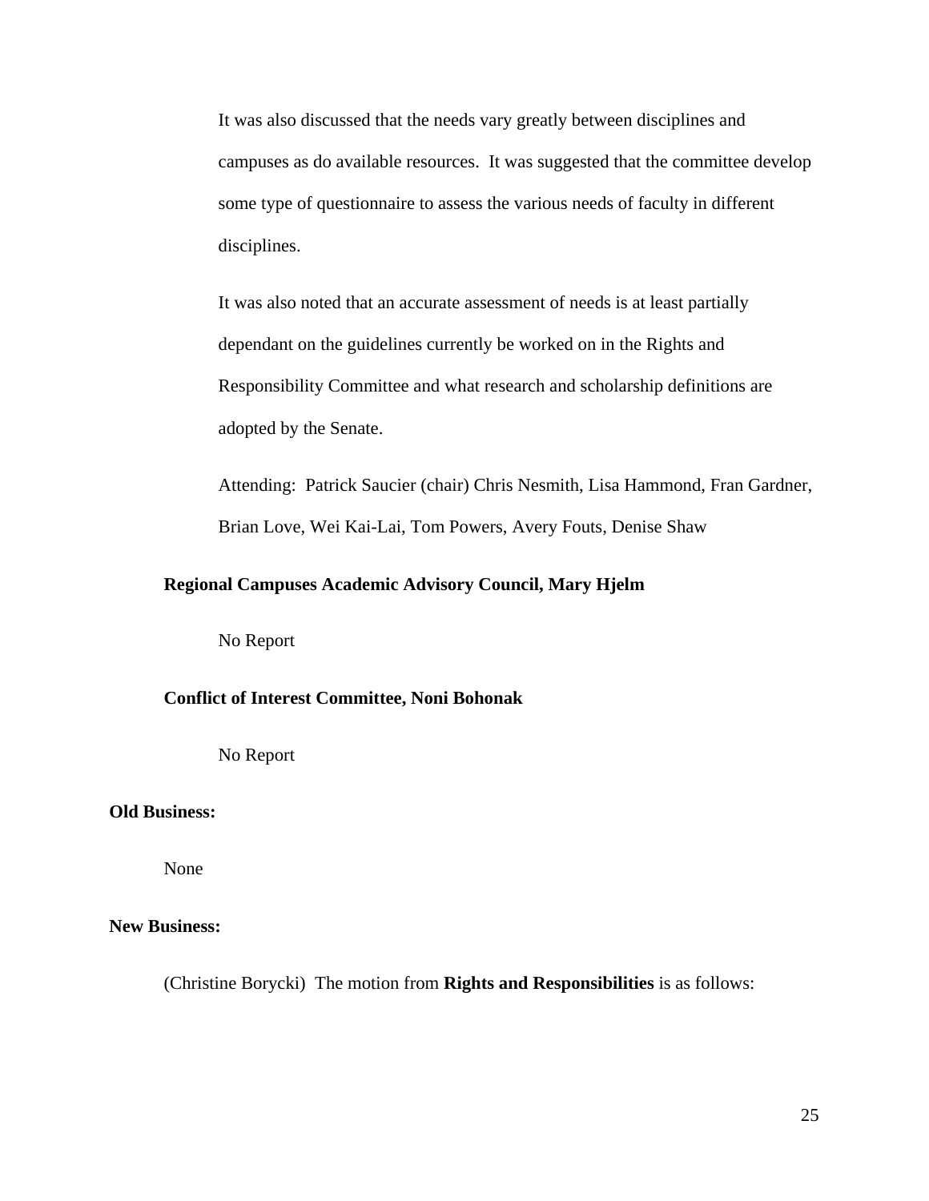It was also discussed that the needs vary greatly between disciplines and campuses as do available resources.  It was suggested that the committee develop some type of questionnaire to assess the various needs of faculty in different disciplines.

It was also noted that an accurate assessment of needs is at least partially dependant on the guidelines currently be worked on in the Rights and Responsibility Committee and what research and scholarship definitions are adopted by the Senate.

Attending:  Patrick Saucier (chair) Chris Nesmith, Lisa Hammond, Fran Gardner, Brian Love, Wei Kai-Lai, Tom Powers, Avery Fouts, Denise Shaw

**Regional Campuses Academic Advisory Council, Mary Hjelm**

No Report

**Conflict of Interest Committee, Noni Bohonak**

No Report

**Old Business:**

None

**New Business:**

(Christine Borycki)  The motion from **Rights and Responsibilities** is as follows: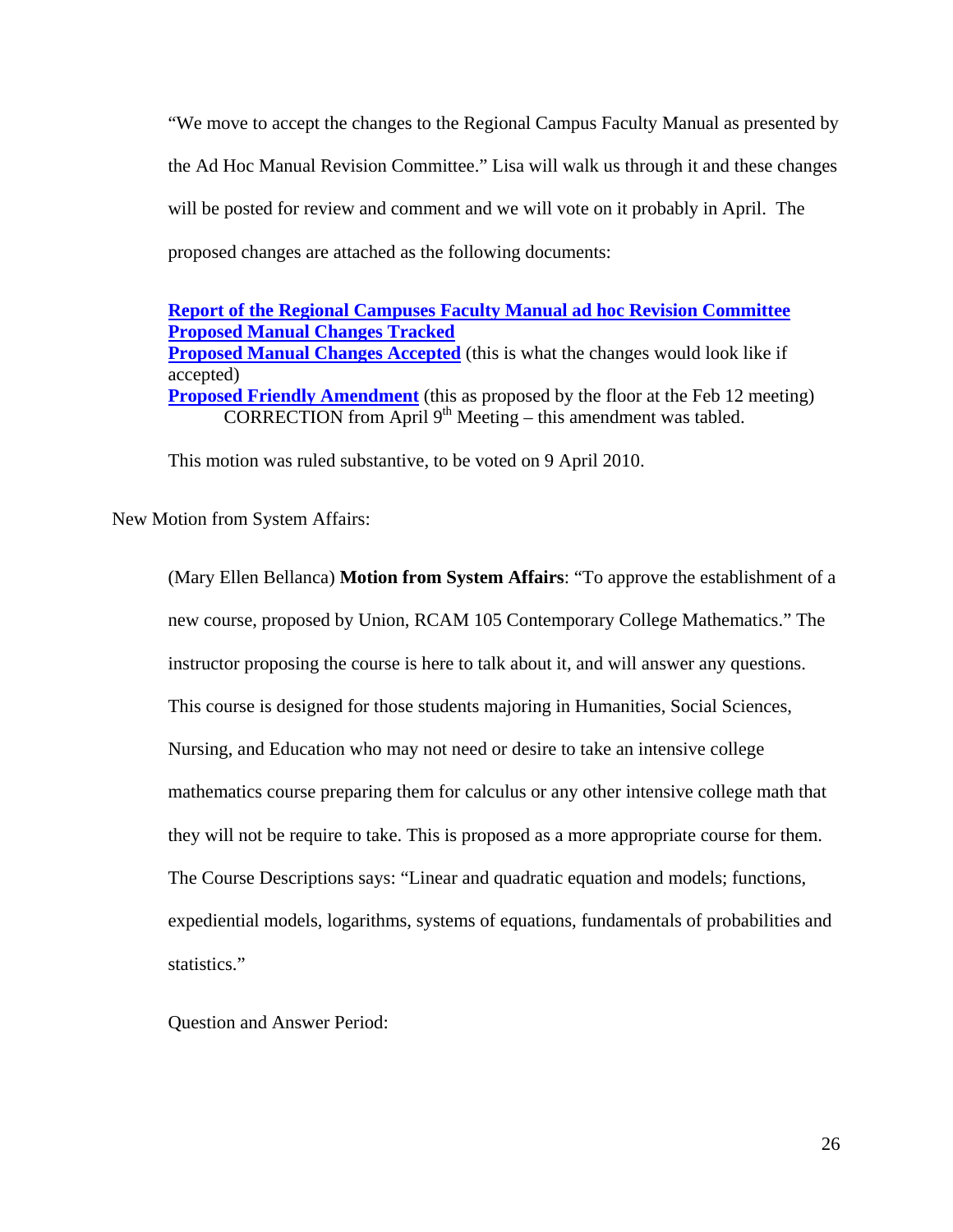"We move to accept the changes to the Regional Campus Faculty Manual as presented by the Ad Hoc Manual Revision Committee." Lisa will walk us through it and these changes will be posted for review and comment and we will vote on it probably in April. The proposed changes are attached as the following documents:

**Report of the Regional Campuses Faculty Manual ad hoc Revision Committee**
**Proposed Manual Changes Tracked**
**Proposed Manual Changes Accepted** (this is what the changes would look like if accepted)
**Proposed Friendly Amendment** (this as proposed by the floor at the Feb 12 meeting)
CORRECTION from April 9th Meeting – this amendment was tabled.

This motion was ruled substantive, to be voted on 9 April 2010.

New Motion from System Affairs:

(Mary Ellen Bellanca) **Motion from System Affairs**: "To approve the establishment of a new course, proposed by Union, RCAM 105 Contemporary College Mathematics." The instructor proposing the course is here to talk about it, and will answer any questions. This course is designed for those students majoring in Humanities, Social Sciences, Nursing, and Education who may not need or desire to take an intensive college mathematics course preparing them for calculus or any other intensive college math that they will not be require to take. This is proposed as a more appropriate course for them. The Course Descriptions says: "Linear and quadratic equation and models; functions, expediential models, logarithms, systems of equations, fundamentals of probabilities and statistics."

Question and Answer Period: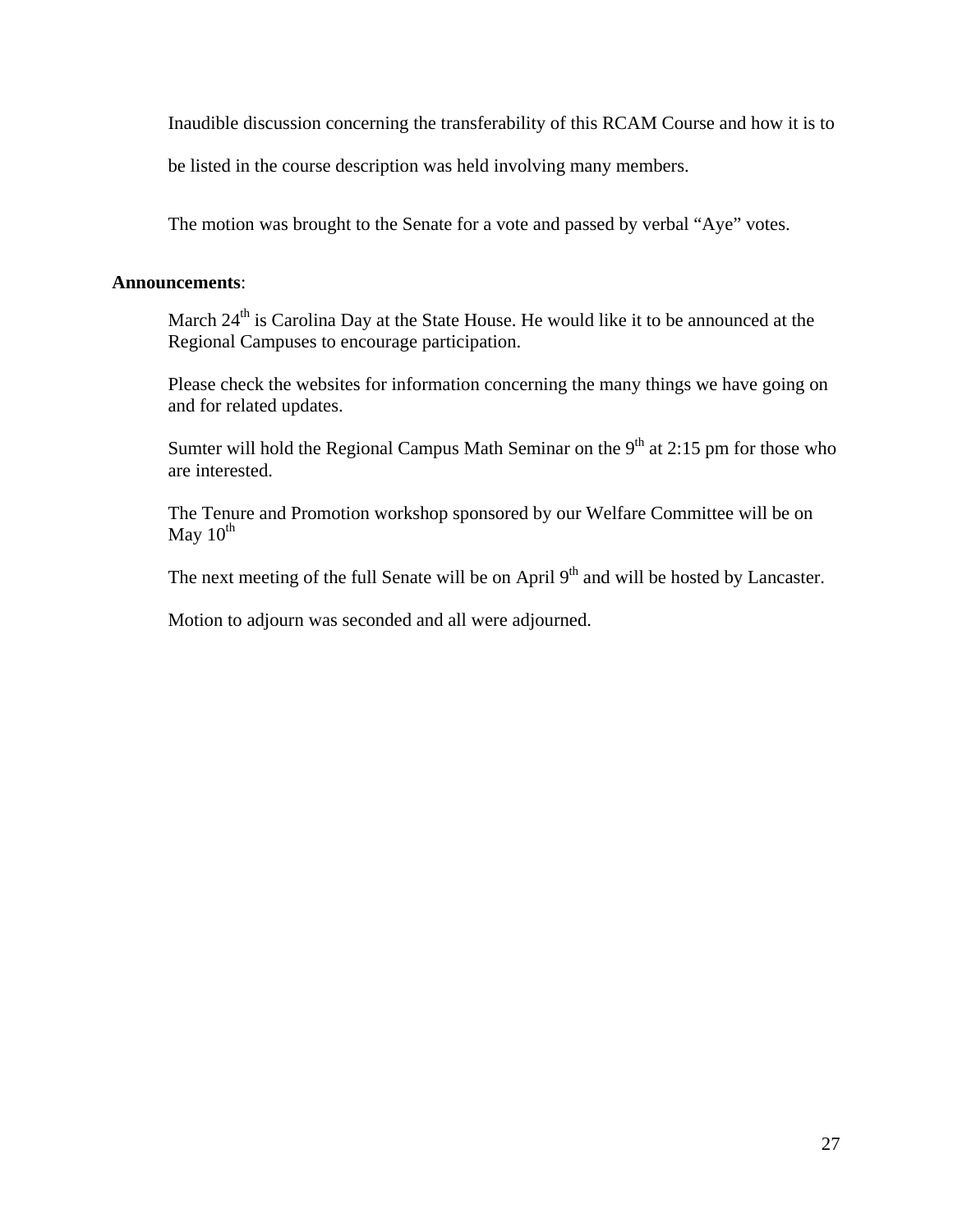Inaudible discussion concerning the transferability of this RCAM Course and how it is to be listed in the course description was held involving many members.

The motion was brought to the Senate for a vote and passed by verbal "Aye" votes.

**Announcements**:

March 24th is Carolina Day at the State House. He would like it to be announced at the Regional Campuses to encourage participation.

Please check the websites for information concerning the many things we have going on and for related updates.

Sumter will hold the Regional Campus Math Seminar on the 9th at 2:15 pm for those who are interested.

The Tenure and Promotion workshop sponsored by our Welfare Committee will be on May 10th

The next meeting of the full Senate will be on April 9th and will be hosted by Lancaster.

Motion to adjourn was seconded and all were adjourned.